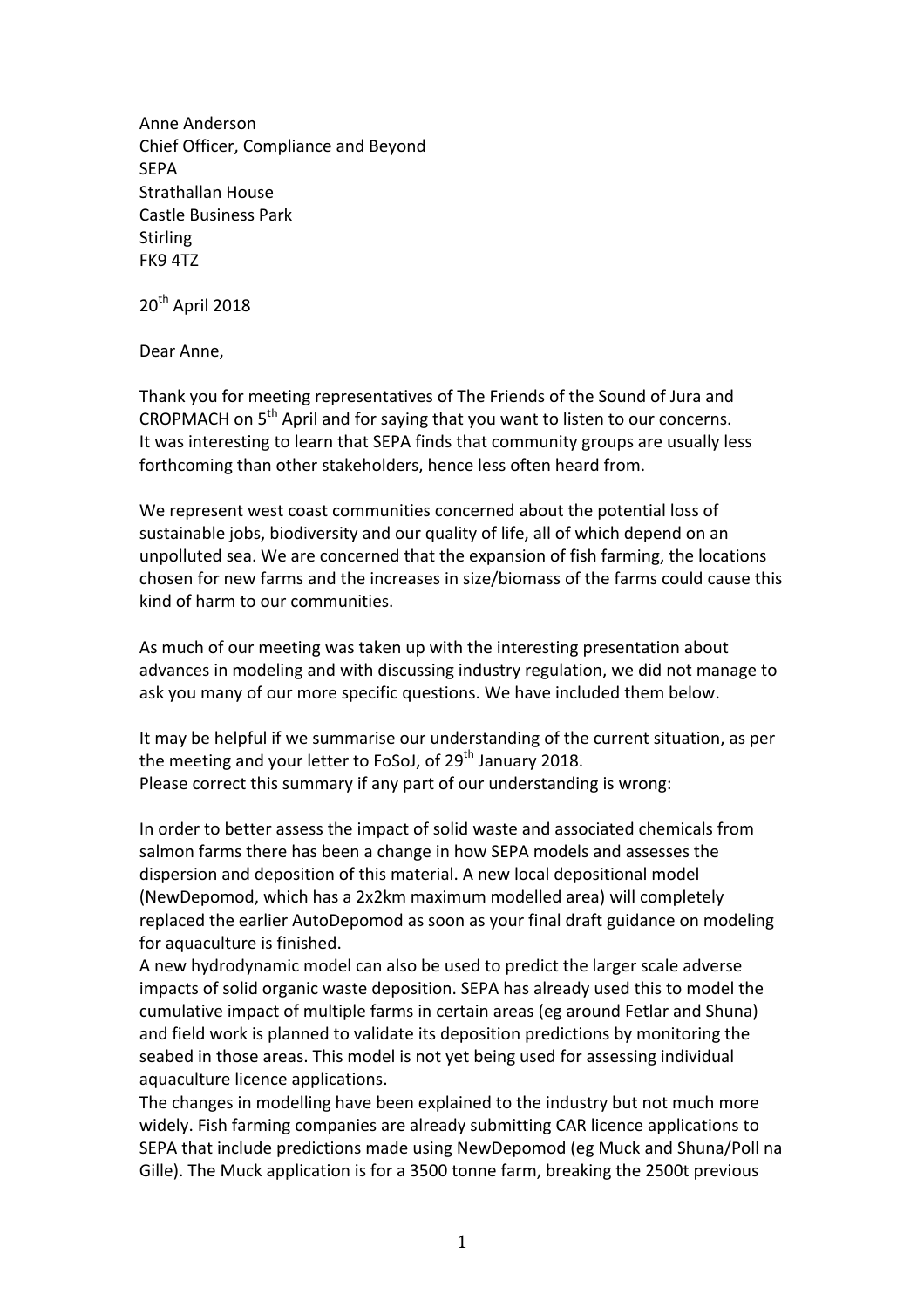Anne Anderson
Chief Officer, Compliance and Beyond
SEPA
Strathallan House
Castle Business Park
Stirling
FK9 4TZ

20th April 2018

Dear Anne,

Thank you for meeting representatives of The Friends of the Sound of Jura and CROPMACH on 5th April and for saying that you want to listen to our concerns. It was interesting to learn that SEPA finds that community groups are usually less forthcoming than other stakeholders, hence less often heard from.

We represent west coast communities concerned about the potential loss of sustainable jobs, biodiversity and our quality of life, all of which depend on an unpolluted sea. We are concerned that the expansion of fish farming, the locations chosen for new farms and the increases in size/biomass of the farms could cause this kind of harm to our communities.

As much of our meeting was taken up with the interesting presentation about advances in modeling and with discussing industry regulation, we did not manage to ask you many of our more specific questions. We have included them below.

It may be helpful if we summarise our understanding of the current situation, as per the meeting and your letter to FoSoJ, of 29th January 2018.
Please correct this summary if any part of our understanding is wrong:

In order to better assess the impact of solid waste and associated chemicals from salmon farms there has been a change in how SEPA models and assesses the dispersion and deposition of this material. A new local depositional model (NewDepomod, which has a 2x2km maximum modelled area) will completely replaced the earlier AutoDepomod as soon as your final draft guidance on modeling for aquaculture is finished.
A new hydrodynamic model can also be used to predict the larger scale adverse impacts of solid organic waste deposition. SEPA has already used this to model the cumulative impact of multiple farms in certain areas (eg around Fetlar and Shuna) and field work is planned to validate its deposition predictions by monitoring the seabed in those areas. This model is not yet being used for assessing individual aquaculture licence applications.
The changes in modelling have been explained to the industry but not much more widely. Fish farming companies are already submitting CAR licence applications to SEPA that include predictions made using NewDepomod (eg Muck and Shuna/Poll na Gille). The Muck application is for a 3500 tonne farm, breaking the 2500t previous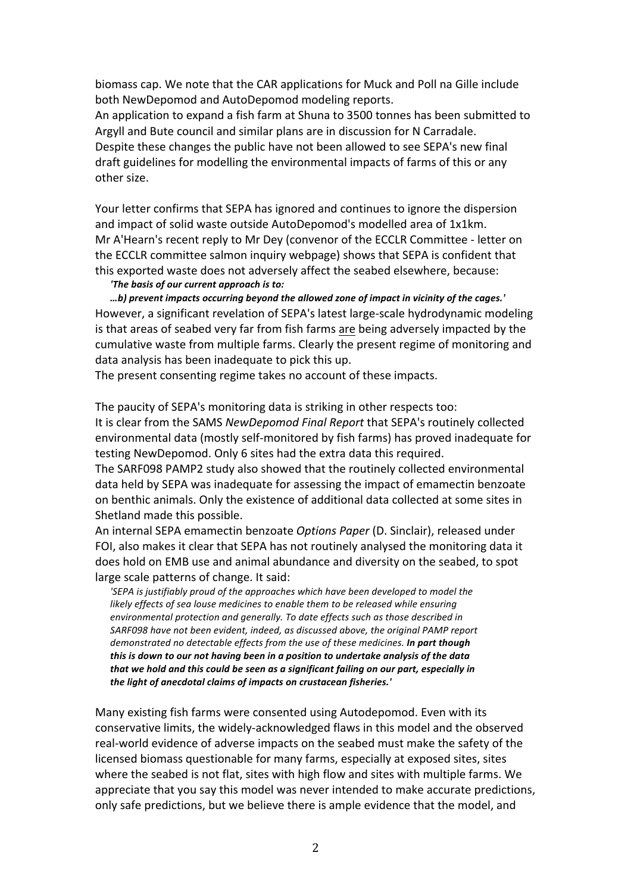biomass cap. We note that the CAR applications for Muck and Poll na Gille include both NewDepomod and AutoDepomod modeling reports.
An application to expand a fish farm at Shuna to 3500 tonnes has been submitted to Argyll and Bute council and similar plans are in discussion for N Carradale.
Despite these changes the public have not been allowed to see SEPA's new final draft guidelines for modelling the environmental impacts of farms of this or any other size.

Your letter confirms that SEPA has ignored and continues to ignore the dispersion and impact of solid waste outside AutoDepomod's modelled area of 1x1km.
Mr A'Hearn's recent reply to Mr Dey (convenor of the ECCLR Committee - letter on the ECCLR committee salmon inquiry webpage) shows that SEPA is confident that this exported waste does not adversely affect the seabed elsewhere, because:

> ***'The basis of our current approach is to:***
>
> ***…b) prevent impacts occurring beyond the allowed zone of impact in vicinity of the cages.'***

However, a significant revelation of SEPA's latest large-scale hydrodynamic modeling is that areas of seabed very far from fish farms are being adversely impacted by the cumulative waste from multiple farms. Clearly the present regime of monitoring and data analysis has been inadequate to pick this up.
The present consenting regime takes no account of these impacts.

The paucity of SEPA's monitoring data is striking in other respects too:
It is clear from the SAMS *NewDepomod Final Report* that SEPA's routinely collected environmental data (mostly self-monitored by fish farms) has proved inadequate for testing NewDepomod. Only 6 sites had the extra data this required.
The SARF098 PAMP2 study also showed that the routinely collected environmental data held by SEPA was inadequate for assessing the impact of emamectin benzoate on benthic animals. Only the existence of additional data collected at some sites in Shetland made this possible.
An internal SEPA emamectin benzoate *Options Paper* (D. Sinclair), released under FOI, also makes it clear that SEPA has not routinely analysed the monitoring data it does hold on EMB use and animal abundance and diversity on the seabed, to spot large scale patterns of change. It said:

> *'SEPA is justifiably proud of the approaches which have been developed to model the likely effects of sea louse medicines to enable them to be released while ensuring environmental protection and generally. To date effects such as those described in SARF098 have not been evident, indeed, as discussed above, the original PAMP report demonstrated no detectable effects from the use of these medicines.* ***In part though this is down to our not having been in a position to undertake analysis of the data that we hold and this could be seen as a significant failing on our part, especially in the light of anecdotal claims of impacts on crustacean fisheries.'***

Many existing fish farms were consented using Autodepomod. Even with its conservative limits, the widely-acknowledged flaws in this model and the observed real-world evidence of adverse impacts on the seabed must make the safety of the licensed biomass questionable for many farms, especially at exposed sites, sites where the seabed is not flat, sites with high flow and sites with multiple farms. We appreciate that you say this model was never intended to make accurate predictions, only safe predictions, but we believe there is ample evidence that the model, and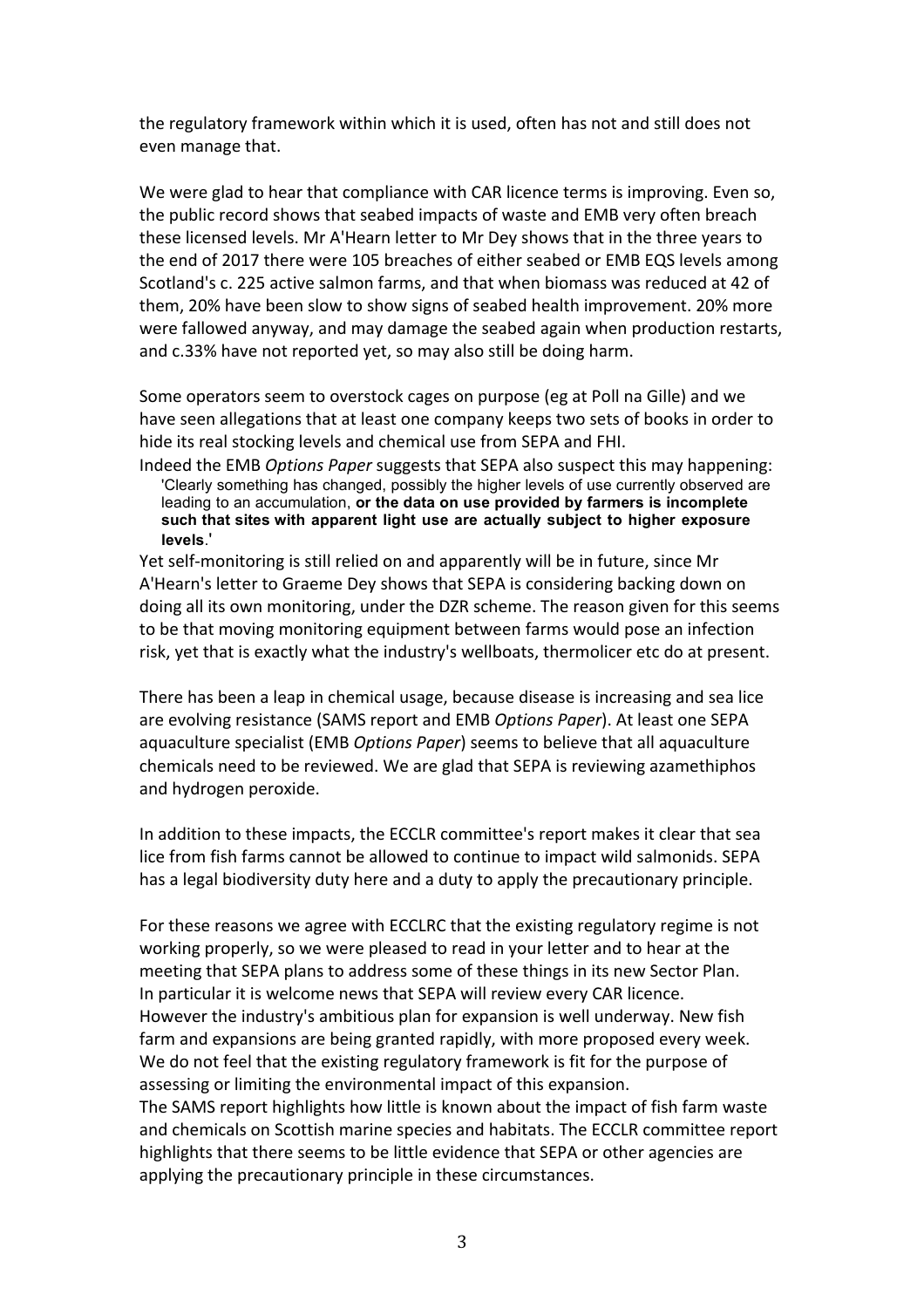the regulatory framework within which it is used, often has not and still does not even manage that.

We were glad to hear that compliance with CAR licence terms is improving. Even so, the public record shows that seabed impacts of waste and EMB very often breach these licensed levels. Mr A'Hearn letter to Mr Dey shows that in the three years to the end of 2017 there were 105 breaches of either seabed or EMB EQS levels among Scotland's c. 225 active salmon farms, and that when biomass was reduced at 42 of them, 20% have been slow to show signs of seabed health improvement. 20% more were fallowed anyway, and may damage the seabed again when production restarts, and c.33% have not reported yet, so may also still be doing harm.

Some operators seem to overstock cages on purpose (eg at Poll na Gille) and we have seen allegations that at least one company keeps two sets of books in order to hide its real stocking levels and chemical use from SEPA and FHI.

Indeed the EMB *Options Paper* suggests that SEPA also suspect this may happening:

> 'Clearly something has changed, possibly the higher levels of use currently observed are leading to an accumulation, **or the data on use provided by farmers is incomplete such that sites with apparent light use are actually subject to higher exposure levels**.'

Yet self-monitoring is still relied on and apparently will be in future, since Mr A'Hearn's letter to Graeme Dey shows that SEPA is considering backing down on doing all its own monitoring, under the DZR scheme. The reason given for this seems to be that moving monitoring equipment between farms would pose an infection risk, yet that is exactly what the industry's wellboats, thermolicer etc do at present.

There has been a leap in chemical usage, because disease is increasing and sea lice are evolving resistance (SAMS report and EMB *Options Paper*). At least one SEPA aquaculture specialist (EMB *Options Paper*) seems to believe that all aquaculture chemicals need to be reviewed. We are glad that SEPA is reviewing azamethiphos and hydrogen peroxide.

In addition to these impacts, the ECCLR committee's report makes it clear that sea lice from fish farms cannot be allowed to continue to impact wild salmonids. SEPA has a legal biodiversity duty here and a duty to apply the precautionary principle.

For these reasons we agree with ECCLRC that the existing regulatory regime is not working properly, so we were pleased to read in your letter and to hear at the meeting that SEPA plans to address some of these things in its new Sector Plan.
In particular it is welcome news that SEPA will review every CAR licence.
However the industry's ambitious plan for expansion is well underway. New fish farm and expansions are being granted rapidly, with more proposed every week.
We do not feel that the existing regulatory framework is fit for the purpose of assessing or limiting the environmental impact of this expansion.
The SAMS report highlights how little is known about the impact of fish farm waste and chemicals on Scottish marine species and habitats. The ECCLR committee report highlights that there seems to be little evidence that SEPA or other agencies are applying the precautionary principle in these circumstances.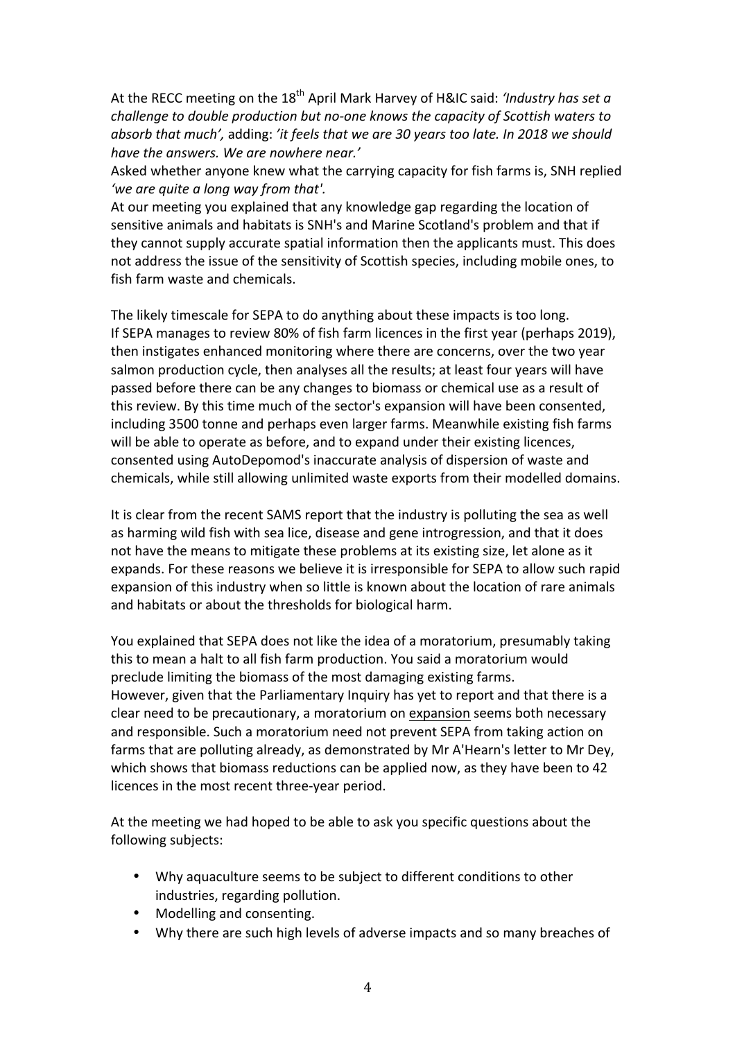At the RECC meeting on the 18th April Mark Harvey of H&IC said: *'Industry has set a challenge to double production but no-one knows the capacity of Scottish waters to absorb that much',* adding: *'it feels that we are 30 years too late. In 2018 we should have the answers. We are nowhere near.'*
Asked whether anyone knew what the carrying capacity for fish farms is, SNH replied *'we are quite a long way from that'.*
At our meeting you explained that any knowledge gap regarding the location of sensitive animals and habitats is SNH's and Marine Scotland's problem and that if they cannot supply accurate spatial information then the applicants must. This does not address the issue of the sensitivity of Scottish species, including mobile ones, to fish farm waste and chemicals.

The likely timescale for SEPA to do anything about these impacts is too long.
If SEPA manages to review 80% of fish farm licences in the first year (perhaps 2019), then instigates enhanced monitoring where there are concerns, over the two year salmon production cycle, then analyses all the results; at least four years will have passed before there can be any changes to biomass or chemical use as a result of this review. By this time much of the sector's expansion will have been consented, including 3500 tonne and perhaps even larger farms. Meanwhile existing fish farms will be able to operate as before, and to expand under their existing licences, consented using AutoDepomod's inaccurate analysis of dispersion of waste and chemicals, while still allowing unlimited waste exports from their modelled domains.

It is clear from the recent SAMS report that the industry is polluting the sea as well as harming wild fish with sea lice, disease and gene introgression, and that it does not have the means to mitigate these problems at its existing size, let alone as it expands. For these reasons we believe it is irresponsible for SEPA to allow such rapid expansion of this industry when so little is known about the location of rare animals and habitats or about the thresholds for biological harm.

You explained that SEPA does not like the idea of a moratorium, presumably taking this to mean a halt to all fish farm production. You said a moratorium would preclude limiting the biomass of the most damaging existing farms.
However, given that the Parliamentary Inquiry has yet to report and that there is a clear need to be precautionary, a moratorium on expansion seems both necessary and responsible. Such a moratorium need not prevent SEPA from taking action on farms that are polluting already, as demonstrated by Mr A'Hearn's letter to Mr Dey, which shows that biomass reductions can be applied now, as they have been to 42 licences in the most recent three-year period.

At the meeting we had hoped to be able to ask you specific questions about the following subjects:

- Why aquaculture seems to be subject to different conditions to other industries, regarding pollution.
- Modelling and consenting.
- Why there are such high levels of adverse impacts and so many breaches of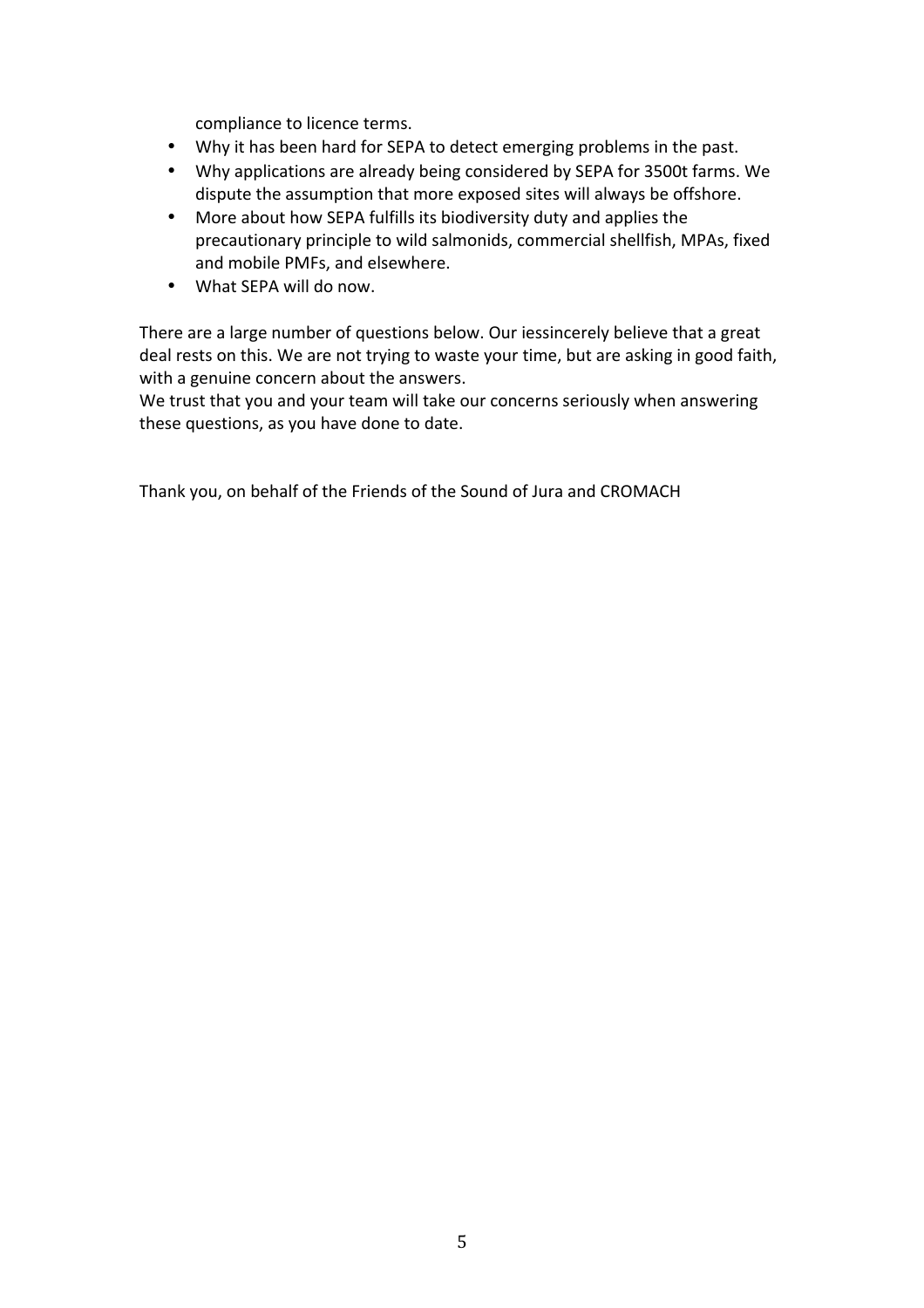compliance to licence terms.

- Why it has been hard for SEPA to detect emerging problems in the past.
- Why applications are already being considered by SEPA for 3500t farms. We dispute the assumption that more exposed sites will always be offshore.
- More about how SEPA fulfills its biodiversity duty and applies the precautionary principle to wild salmonids, commercial shellfish, MPAs, fixed and mobile PMFs, and elsewhere.
- What SEPA will do now.

There are a large number of questions below. Our iessincerely believe that a great deal rests on this. We are not trying to waste your time, but are asking in good faith, with a genuine concern about the answers.
We trust that you and your team will take our concerns seriously when answering these questions, as you have done to date.

Thank you, on behalf of the Friends of the Sound of Jura and CROMACH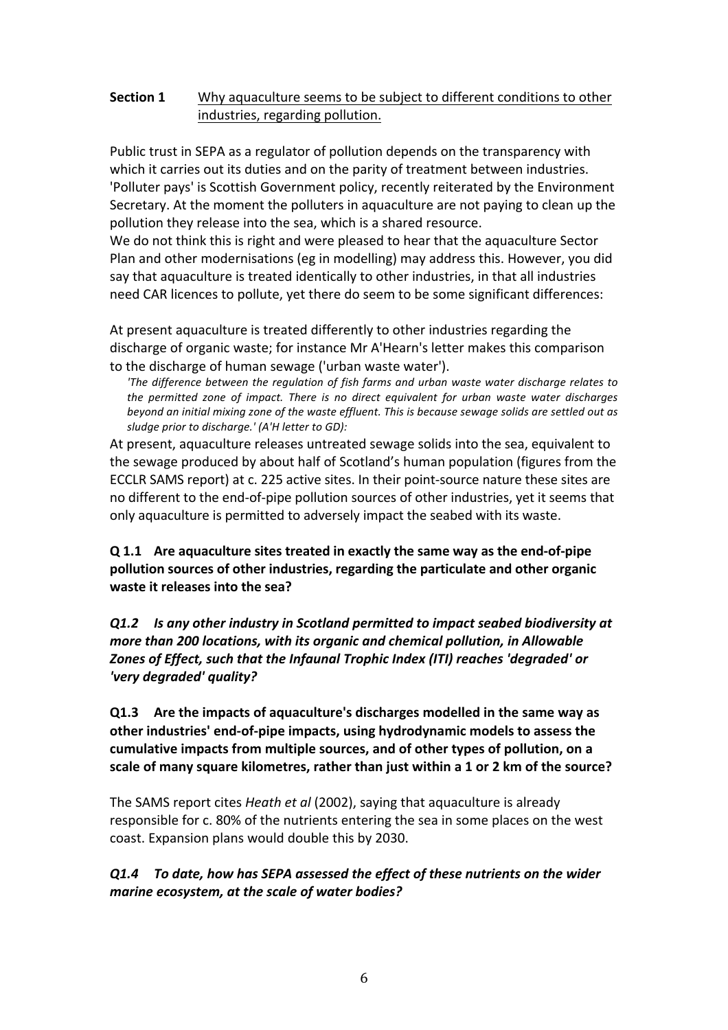**Section 1** <u>Why aquaculture seems to be subject to different conditions to other industries, regarding pollution.</u>

Public trust in SEPA as a regulator of pollution depends on the transparency with which it carries out its duties and on the parity of treatment between industries. 'Polluter pays' is Scottish Government policy, recently reiterated by the Environment Secretary. At the moment the polluters in aquaculture are not paying to clean up the pollution they release into the sea, which is a shared resource.

We do not think this is right and were pleased to hear that the aquaculture Sector Plan and other modernisations (eg in modelling) may address this. However, you did say that aquaculture is treated identically to other industries, in that all industries need CAR licences to pollute, yet there do seem to be some significant differences:

At present aquaculture is treated differently to other industries regarding the discharge of organic waste; for instance Mr A'Hearn's letter makes this comparison to the discharge of human sewage ('urban waste water').

> *'The difference between the regulation of fish farms and urban waste water discharge relates to the permitted zone of impact. There is no direct equivalent for urban waste water discharges beyond an initial mixing zone of the waste effluent. This is because sewage solids are settled out as sludge prior to discharge.' (A'H letter to GD):*

At present, aquaculture releases untreated sewage solids into the sea, equivalent to the sewage produced by about half of Scotland's human population (figures from the ECCLR SAMS report) at c. 225 active sites. In their point-source nature these sites are no different to the end-of-pipe pollution sources of other industries, yet it seems that only aquaculture is permitted to adversely impact the seabed with its waste.

**Q 1.1 Are aquaculture sites treated in exactly the same way as the end-of-pipe pollution sources of other industries, regarding the particulate and other organic waste it releases into the sea?**

***Q1.2 Is any other industry in Scotland permitted to impact seabed biodiversity at more than 200 locations, with its organic and chemical pollution, in Allowable Zones of Effect, such that the Infaunal Trophic Index (ITI) reaches 'degraded' or 'very degraded' quality?***

**Q1.3 Are the impacts of aquaculture's discharges modelled in the same way as other industries' end-of-pipe impacts, using hydrodynamic models to assess the cumulative impacts from multiple sources, and of other types of pollution, on a scale of many square kilometres, rather than just within a 1 or 2 km of the source?**

The SAMS report cites *Heath et al* (2002), saying that aquaculture is already responsible for c. 80% of the nutrients entering the sea in some places on the west coast. Expansion plans would double this by 2030.

***Q1.4 To date, how has SEPA assessed the effect of these nutrients on the wider marine ecosystem, at the scale of water bodies?***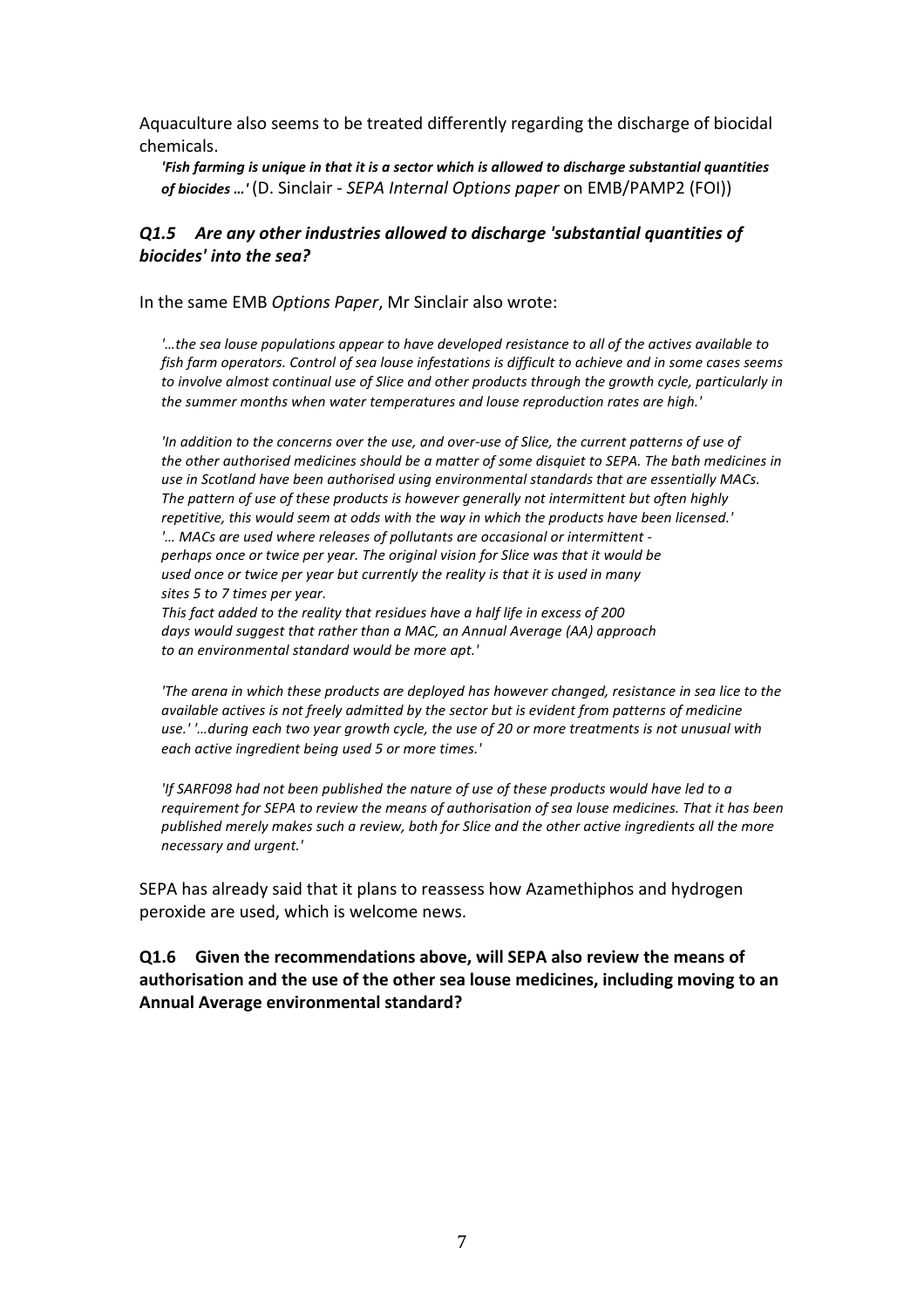Aquaculture also seems to be treated differently regarding the discharge of biocidal chemicals.

> ***'Fish farming is unique in that it is a sector which is allowed to discharge substantial quantities of biocides …'*** (D. Sinclair - *SEPA Internal Options paper* on EMB/PAMP2 (FOI))

### *Q1.5 Are any other industries allowed to discharge 'substantial quantities of biocides' into the sea?*

In the same EMB *Options Paper*, Mr Sinclair also wrote:

> *'…the sea louse populations appear to have developed resistance to all of the actives available to fish farm operators. Control of sea louse infestations is difficult to achieve and in some cases seems to involve almost continual use of Slice and other products through the growth cycle, particularly in the summer months when water temperatures and louse reproduction rates are high.'*

> *'In addition to the concerns over the use, and over-use of Slice, the current patterns of use of the other authorised medicines should be a matter of some disquiet to SEPA. The bath medicines in use in Scotland have been authorised using environmental standards that are essentially MACs. The pattern of use of these products is however generally not intermittent but often highly repetitive, this would seem at odds with the way in which the products have been licensed.'*
> *'… MACs are used where releases of pollutants are occasional or intermittent - perhaps once or twice per year. The original vision for Slice was that it would be used once or twice per year but currently the reality is that it is used in many sites 5 to 7 times per year.*
> *This fact added to the reality that residues have a half life in excess of 200 days would suggest that rather than a MAC, an Annual Average (AA) approach to an environmental standard would be more apt.'*

> *'The arena in which these products are deployed has however changed, resistance in sea lice to the available actives is not freely admitted by the sector but is evident from patterns of medicine use.' '…during each two year growth cycle, the use of 20 or more treatments is not unusual with each active ingredient being used 5 or more times.'*

> *'If SARF098 had not been published the nature of use of these products would have led to a requirement for SEPA to review the means of authorisation of sea louse medicines. That it has been published merely makes such a review, both for Slice and the other active ingredients all the more necessary and urgent.'*

SEPA has already said that it plans to reassess how Azamethiphos and hydrogen peroxide are used, which is welcome news.

### Q1.6 Given the recommendations above, will SEPA also review the means of authorisation and the use of the other sea louse medicines, including moving to an Annual Average environmental standard?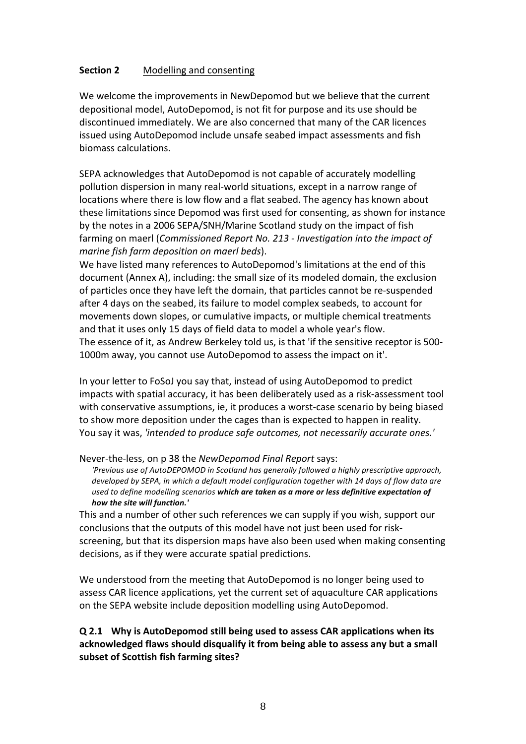**Section 2** Modelling and consenting

We welcome the improvements in NewDepomod but we believe that the current depositional model, AutoDepomod, is not fit for purpose and its use should be discontinued immediately. We are also concerned that many of the CAR licences issued using AutoDepomod include unsafe seabed impact assessments and fish biomass calculations.

SEPA acknowledges that AutoDepomod is not capable of accurately modelling pollution dispersion in many real-world situations, except in a narrow range of locations where there is low flow and a flat seabed. The agency has known about these limitations since Depomod was first used for consenting, as shown for instance by the notes in a 2006 SEPA/SNH/Marine Scotland study on the impact of fish farming on maerl (*Commissioned Report No. 213 - Investigation into the impact of marine fish farm deposition on maerl beds*).

We have listed many references to AutoDepomod's limitations at the end of this document (Annex A), including: the small size of its modeled domain, the exclusion of particles once they have left the domain, that particles cannot be re-suspended after 4 days on the seabed, its failure to model complex seabeds, to account for movements down slopes, or cumulative impacts, or multiple chemical treatments and that it uses only 15 days of field data to model a whole year's flow.

The essence of it, as Andrew Berkeley told us, is that 'if the sensitive receptor is 500-1000m away, you cannot use AutoDepomod to assess the impact on it'.

In your letter to FoSoJ you say that, instead of using AutoDepomod to predict impacts with spatial accuracy, it has been deliberately used as a risk-assessment tool with conservative assumptions, ie, it produces a worst-case scenario by being biased to show more deposition under the cages than is expected to happen in reality. You say it was, *'intended to produce safe outcomes, not necessarily accurate ones.'*

Never-the-less, on p 38 the *NewDepomod Final Report* says:

> *'Previous use of AutoDEPOMOD in Scotland has generally followed a highly prescriptive approach, developed by SEPA, in which a default model configuration together with 14 days of flow data are used to define modelling scenarios* ***which are taken as a more or less definitive expectation of how the site will function.'***

This and a number of other such references we can supply if you wish, support our conclusions that the outputs of this model have not just been used for risk-screening, but that its dispersion maps have also been used when making consenting decisions, as if they were accurate spatial predictions.

We understood from the meeting that AutoDepomod is no longer being used to assess CAR licence applications, yet the current set of aquaculture CAR applications on the SEPA website include deposition modelling using AutoDepomod.

**Q 2.1 Why is AutoDepomod still being used to assess CAR applications when its acknowledged flaws should disqualify it from being able to assess any but a small subset of Scottish fish farming sites?**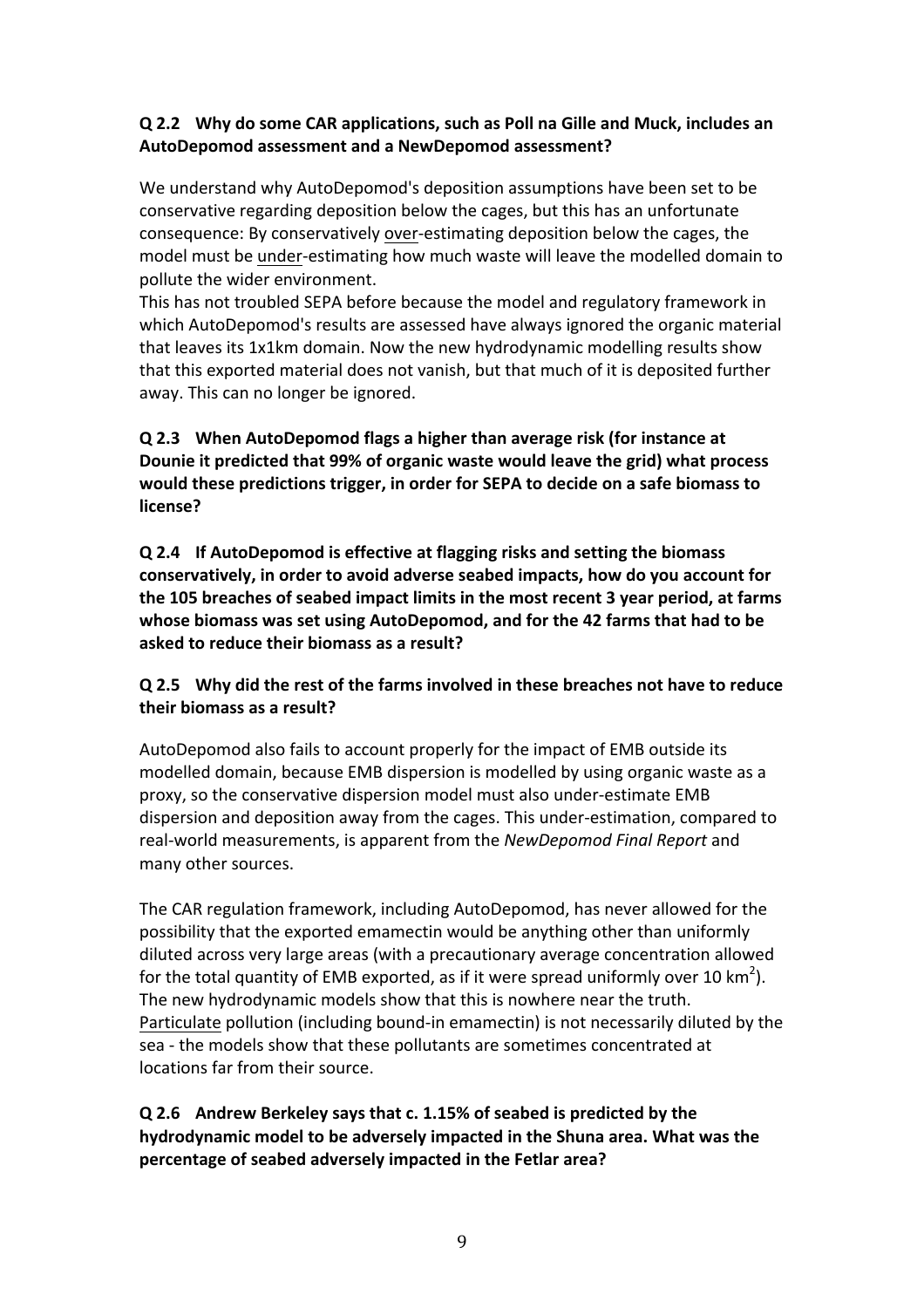**Q 2.2 Why do some CAR applications, such as Poll na Gille and Muck, includes an AutoDepomod assessment and a NewDepomod assessment?**

We understand why AutoDepomod's deposition assumptions have been set to be conservative regarding deposition below the cages, but this has an unfortunate consequence: By conservatively over-estimating deposition below the cages, the model must be under-estimating how much waste will leave the modelled domain to pollute the wider environment.

This has not troubled SEPA before because the model and regulatory framework in which AutoDepomod's results are assessed have always ignored the organic material that leaves its 1x1km domain. Now the new hydrodynamic modelling results show that this exported material does not vanish, but that much of it is deposited further away. This can no longer be ignored.

**Q 2.3 When AutoDepomod flags a higher than average risk (for instance at Dounie it predicted that 99% of organic waste would leave the grid) what process would these predictions trigger, in order for SEPA to decide on a safe biomass to license?**

**Q 2.4 If AutoDepomod is effective at flagging risks and setting the biomass conservatively, in order to avoid adverse seabed impacts, how do you account for the 105 breaches of seabed impact limits in the most recent 3 year period, at farms whose biomass was set using AutoDepomod, and for the 42 farms that had to be asked to reduce their biomass as a result?**

**Q 2.5 Why did the rest of the farms involved in these breaches not have to reduce their biomass as a result?**

AutoDepomod also fails to account properly for the impact of EMB outside its modelled domain, because EMB dispersion is modelled by using organic waste as a proxy, so the conservative dispersion model must also under-estimate EMB dispersion and deposition away from the cages. This under-estimation, compared to real-world measurements, is apparent from the *NewDepomod Final Report* and many other sources.

The CAR regulation framework, including AutoDepomod, has never allowed for the possibility that the exported emamectin would be anything other than uniformly diluted across very large areas (with a precautionary average concentration allowed for the total quantity of EMB exported, as if it were spread uniformly over 10 $km^2$). The new hydrodynamic models show that this is nowhere near the truth. Particulate pollution (including bound-in emamectin) is not necessarily diluted by the sea - the models show that these pollutants are sometimes concentrated at locations far from their source.

**Q 2.6 Andrew Berkeley says that c. 1.15% of seabed is predicted by the hydrodynamic model to be adversely impacted in the Shuna area. What was the percentage of seabed adversely impacted in the Fetlar area?**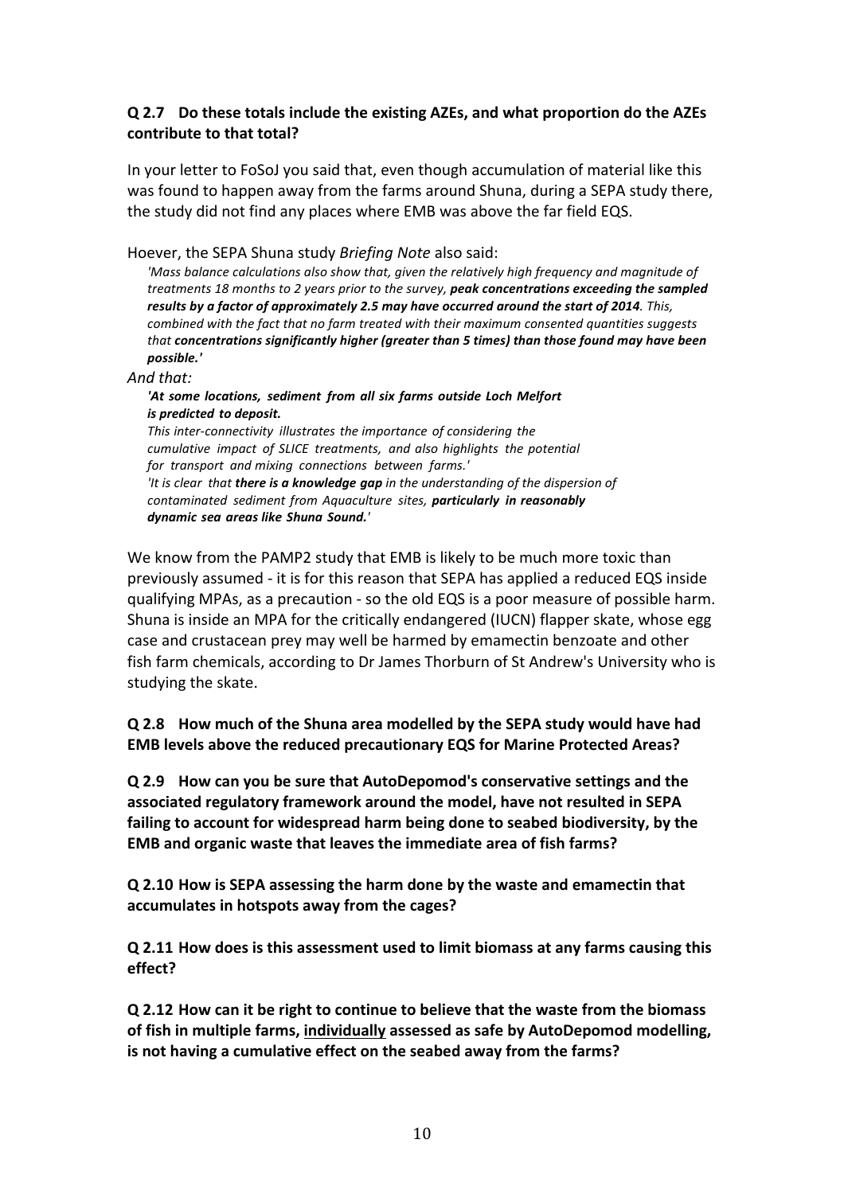**Q 2.7 Do these totals include the existing AZEs, and what proportion do the AZEs contribute to that total?**

In your letter to FoSoJ you said that, even though accumulation of material like this was found to happen away from the farms around Shuna, during a SEPA study there, the study did not find any places where EMB was above the far field EQS.

Hoever, the SEPA Shuna study *Briefing Note* also said:

> *'Mass balance calculations also show that, given the relatively high frequency and magnitude of treatments 18 months to 2 years prior to the survey, **peak concentrations exceeding the sampled results by a factor of approximately 2.5 may have occurred around the start of 2014**. This, combined with the fact that no farm treated with their maximum consented quantities suggests that **concentrations significantly higher (greater than 5 times) than those found may have been possible.'***

*And that:*

> ***'At some locations, sediment from all six farms outside Loch Melfort is predicted to deposit.***
> *This inter-connectivity illustrates the importance of considering the cumulative impact of SLICE treatments, and also highlights the potential for transport and mixing connections between farms.'*
> *'It is clear that **there is a knowledge gap** in the understanding of the dispersion of contaminated sediment from Aquaculture sites, **particularly in reasonably dynamic sea areas like Shuna Sound.**'*

We know from the PAMP2 study that EMB is likely to be much more toxic than previously assumed - it is for this reason that SEPA has applied a reduced EQS inside qualifying MPAs, as a precaution - so the old EQS is a poor measure of possible harm. Shuna is inside an MPA for the critically endangered (IUCN) flapper skate, whose egg case and crustacean prey may well be harmed by emamectin benzoate and other fish farm chemicals, according to Dr James Thorburn of St Andrew's University who is studying the skate.

**Q 2.8 How much of the Shuna area modelled by the SEPA study would have had EMB levels above the reduced precautionary EQS for Marine Protected Areas?**

**Q 2.9 How can you be sure that AutoDepomod's conservative settings and the associated regulatory framework around the model, have not resulted in SEPA failing to account for widespread harm being done to seabed biodiversity, by the EMB and organic waste that leaves the immediate area of fish farms?**

**Q 2.10 How is SEPA assessing the harm done by the waste and emamectin that accumulates in hotspots away from the cages?**

**Q 2.11 How does is this assessment used to limit biomass at any farms causing this effect?**

**Q 2.12 How can it be right to continue to believe that the waste from the biomass of fish in multiple farms, <u>individually</u> assessed as safe by AutoDepomod modelling, is not having a cumulative effect on the seabed away from the farms?**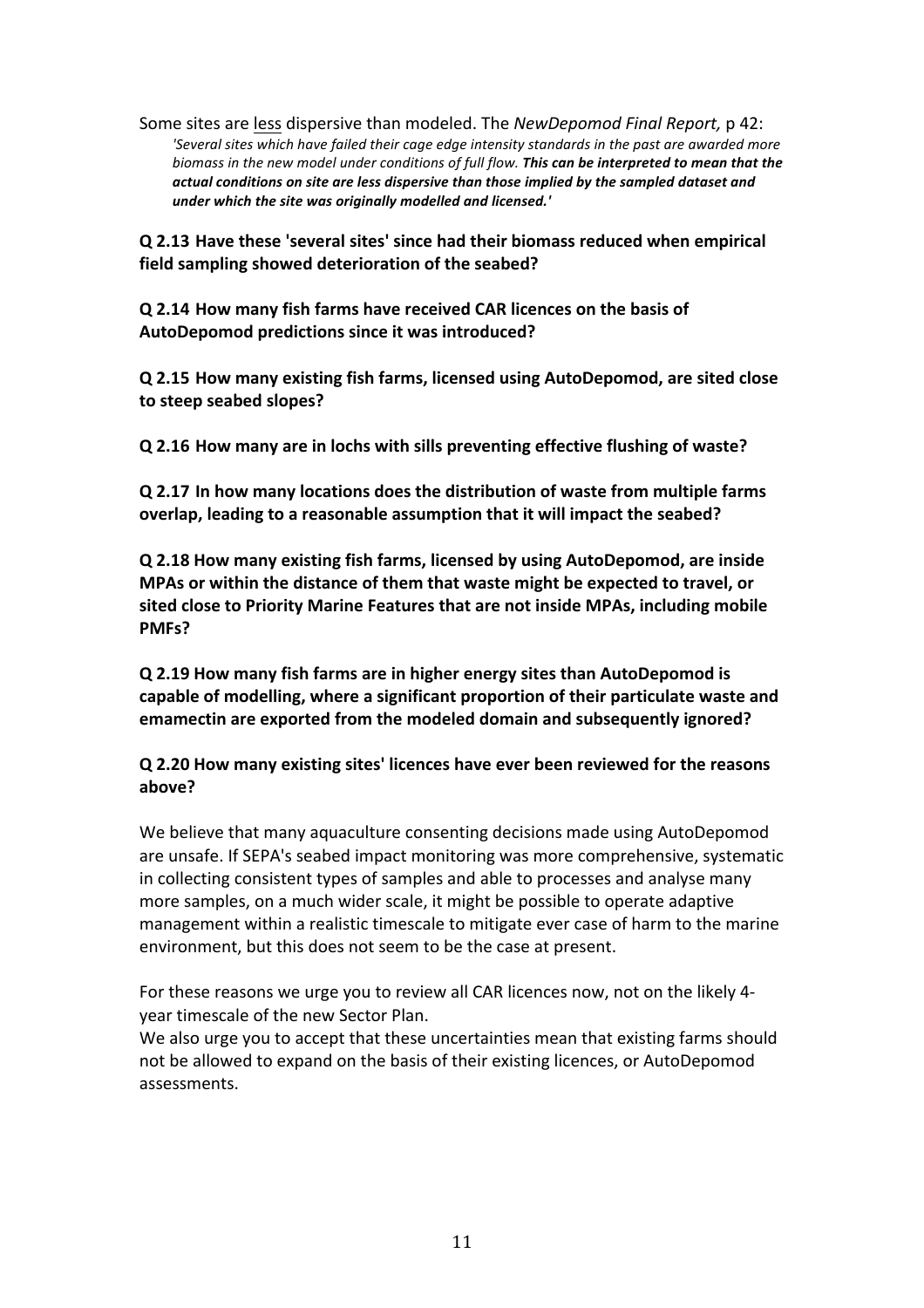Some sites are less dispersive than modeled. The *NewDepomod Final Report,* p 42:

> *'Several sites which have failed their cage edge intensity standards in the past are awarded more biomass in the new model under conditions of full flow.* ***This can be interpreted to mean that the actual conditions on site are less dispersive than those implied by the sampled dataset and under which the site was originally modelled and licensed.'***

**Q 2.13 Have these 'several sites' since had their biomass reduced when empirical field sampling showed deterioration of the seabed?**

**Q 2.14 How many fish farms have received CAR licences on the basis of AutoDepomod predictions since it was introduced?**

**Q 2.15 How many existing fish farms, licensed using AutoDepomod, are sited close to steep seabed slopes?**

**Q 2.16 How many are in lochs with sills preventing effective flushing of waste?**

**Q 2.17 In how many locations does the distribution of waste from multiple farms overlap, leading to a reasonable assumption that it will impact the seabed?**

**Q 2.18 How many existing fish farms, licensed by using AutoDepomod, are inside MPAs or within the distance of them that waste might be expected to travel, or sited close to Priority Marine Features that are not inside MPAs, including mobile PMFs?**

**Q 2.19 How many fish farms are in higher energy sites than AutoDepomod is capable of modelling, where a significant proportion of their particulate waste and emamectin are exported from the modeled domain and subsequently ignored?**

**Q 2.20 How many existing sites' licences have ever been reviewed for the reasons above?**

We believe that many aquaculture consenting decisions made using AutoDepomod are unsafe. If SEPA's seabed impact monitoring was more comprehensive, systematic in collecting consistent types of samples and able to processes and analyse many more samples, on a much wider scale, it might be possible to operate adaptive management within a realistic timescale to mitigate ever case of harm to the marine environment, but this does not seem to be the case at present.

For these reasons we urge you to review all CAR licences now, not on the likely 4-year timescale of the new Sector Plan.

We also urge you to accept that these uncertainties mean that existing farms should not be allowed to expand on the basis of their existing licences, or AutoDepomod assessments.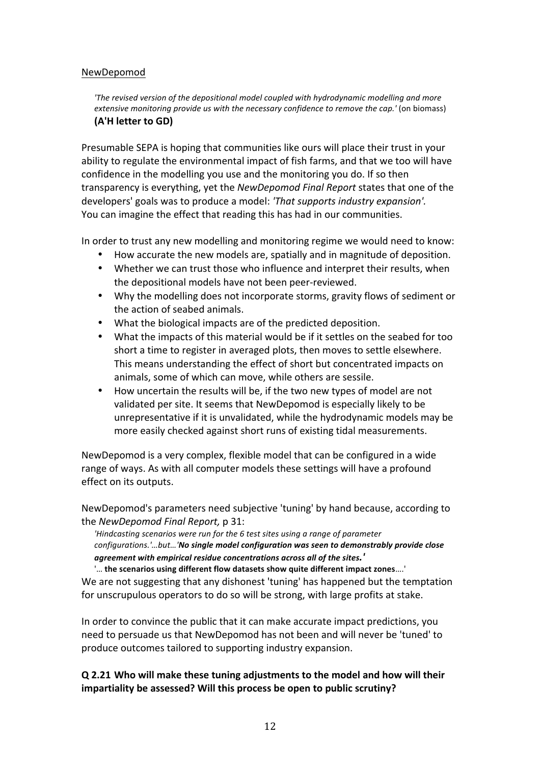NewDepomod

> *'The revised version of the depositional model coupled with hydrodynamic modelling and more extensive monitoring provide us with the necessary confidence to remove the cap.'* (on biomass)
> **(A'H letter to GD)**

Presumable SEPA is hoping that communities like ours will place their trust in your ability to regulate the environmental impact of fish farms, and that we too will have confidence in the modelling you use and the monitoring you do. If so then transparency is everything, yet the *NewDepomod Final Report* states that one of the developers' goals was to produce a model: *'That supports industry expansion'.* You can imagine the effect that reading this has had in our communities.

In order to trust any new modelling and monitoring regime we would need to know:

- How accurate the new models are, spatially and in magnitude of deposition.
- Whether we can trust those who influence and interpret their results, when the depositional models have not been peer-reviewed.
- Why the modelling does not incorporate storms, gravity flows of sediment or the action of seabed animals.
- What the biological impacts are of the predicted deposition.
- What the impacts of this material would be if it settles on the seabed for too short a time to register in averaged plots, then moves to settle elsewhere. This means understanding the effect of short but concentrated impacts on animals, some of which can move, while others are sessile.
- How uncertain the results will be, if the two new types of model are not validated per site. It seems that NewDepomod is especially likely to be unrepresentative if it is unvalidated, while the hydrodynamic models may be more easily checked against short runs of existing tidal measurements.

NewDepomod is a very complex, flexible model that can be configured in a wide range of ways. As with all computer models these settings will have a profound effect on its outputs.

NewDepomod's parameters need subjective 'tuning' by hand because, according to the *NewDepomod Final Report,* p 31:

> *'Hindcasting scenarios were run for the 6 test sites using a range of parameter configurations.'…but…'**No single model configuration was seen to demonstrably provide close agreement with empirical residue concentrations across all of the sites.'***
> '… **the scenarios using different flow datasets show quite different impact zones**….'

We are not suggesting that any dishonest 'tuning' has happened but the temptation for unscrupulous operators to do so will be strong, with large profits at stake.

In order to convince the public that it can make accurate impact predictions, you need to persuade us that NewDepomod has not been and will never be 'tuned' to produce outcomes tailored to supporting industry expansion.

**Q 2.21 Who will make these tuning adjustments to the model and how will their impartiality be assessed? Will this process be open to public scrutiny?**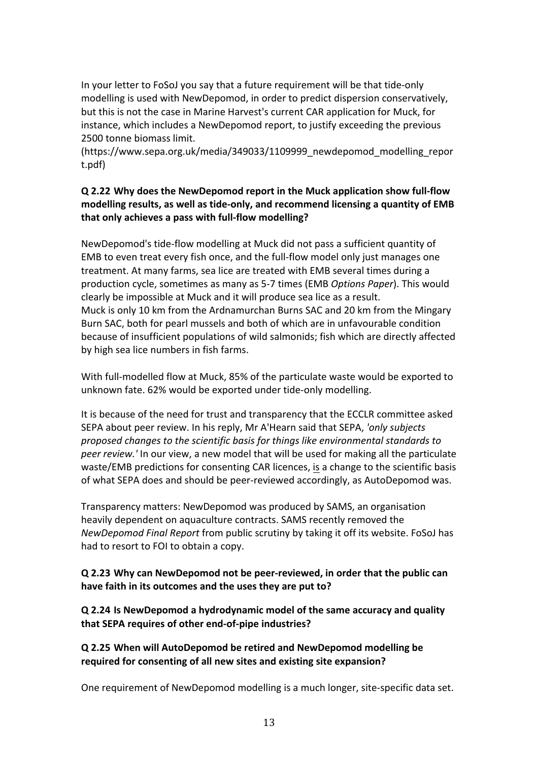In your letter to FoSoJ you say that a future requirement will be that tide-only modelling is used with NewDepomod, in order to predict dispersion conservatively, but this is not the case in Marine Harvest's current CAR application for Muck, for instance, which includes a NewDepomod report, to justify exceeding the previous 2500 tonne biomass limit. (https://www.sepa.org.uk/media/349033/1109999_newdepomod_modelling_report.pdf)

**Q 2.22 Why does the NewDepomod report in the Muck application show full-flow modelling results, as well as tide-only, and recommend licensing a quantity of EMB that only achieves a pass with full-flow modelling?**

NewDepomod's tide-flow modelling at Muck did not pass a sufficient quantity of EMB to even treat every fish once, and the full-flow model only just manages one treatment. At many farms, sea lice are treated with EMB several times during a production cycle, sometimes as many as 5-7 times (EMB *Options Paper*). This would clearly be impossible at Muck and it will produce sea lice as a result. Muck is only 10 km from the Ardnamurchan Burns SAC and 20 km from the Mingary Burn SAC, both for pearl mussels and both of which are in unfavourable condition because of insufficient populations of wild salmonids; fish which are directly affected by high sea lice numbers in fish farms.

With full-modelled flow at Muck, 85% of the particulate waste would be exported to unknown fate. 62% would be exported under tide-only modelling.

It is because of the need for trust and transparency that the ECCLR committee asked SEPA about peer review. In his reply, Mr A'Hearn said that SEPA, *'only subjects proposed changes to the scientific basis for things like environmental standards to peer review.'* In our view, a new model that will be used for making all the particulate waste/EMB predictions for consenting CAR licences, is a change to the scientific basis of what SEPA does and should be peer-reviewed accordingly, as AutoDepomod was.

Transparency matters: NewDepomod was produced by SAMS, an organisation heavily dependent on aquaculture contracts. SAMS recently removed the *NewDepomod Final Report* from public scrutiny by taking it off its website. FoSoJ has had to resort to FOI to obtain a copy.

**Q 2.23 Why can NewDepomod not be peer-reviewed, in order that the public can have faith in its outcomes and the uses they are put to?**

**Q 2.24 Is NewDepomod a hydrodynamic model of the same accuracy and quality that SEPA requires of other end-of-pipe industries?**

**Q 2.25 When will AutoDepomod be retired and NewDepomod modelling be required for consenting of all new sites and existing site expansion?**

One requirement of NewDepomod modelling is a much longer, site-specific data set.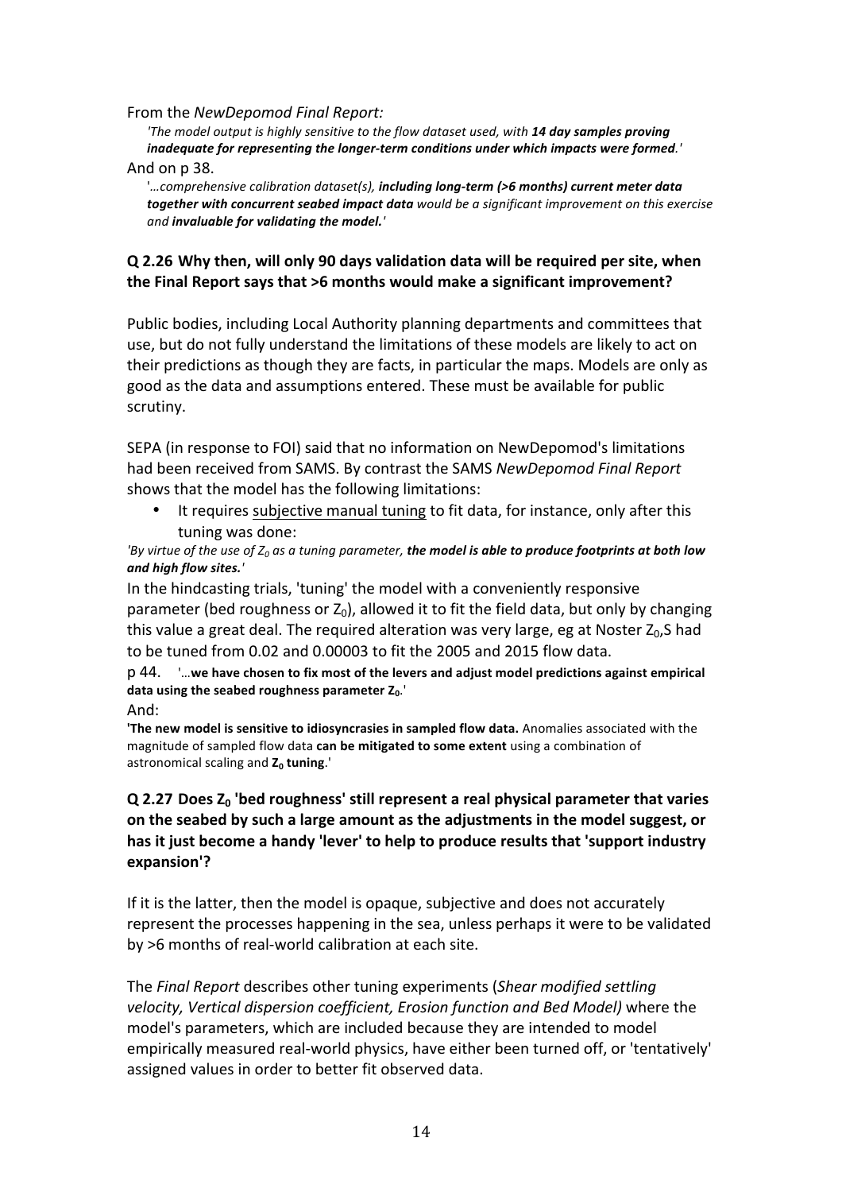From the *NewDepomod Final Report:*

> *'The model output is highly sensitive to the flow dataset used, with **14 day samples proving inadequate for representing the longer-term conditions under which impacts were formed**.'*

And on p 38.

> *'…comprehensive calibration dataset(s), **including long-term (>6 months) current meter data together with concurrent seabed impact data** would be a significant improvement on this exercise and **invaluable for validating the model.**'*

### Q 2.26 Why then, will only 90 days validation data will be required per site, when the Final Report says that >6 months would make a significant improvement?

Public bodies, including Local Authority planning departments and committees that use, but do not fully understand the limitations of these models are likely to act on their predictions as though they are facts, in particular the maps. Models are only as good as the data and assumptions entered. These must be available for public scrutiny.

SEPA (in response to FOI) said that no information on NewDepomod's limitations had been received from SAMS. By contrast the SAMS *NewDepomod Final Report* shows that the model has the following limitations:

- It requires <u>subjective manual tuning</u> to fit data, for instance, only after this tuning was done:

*'By virtue of the use of $Z_0$ as a tuning parameter, **the model is able to produce footprints at both low and high flow sites.**'*

In the hindcasting trials, 'tuning' the model with a conveniently responsive parameter (bed roughness or $Z_0$), allowed it to fit the field data, but only by changing this value a great deal. The required alteration was very large, eg at Noster $Z_0$,S had to be tuned from 0.02 and 0.00003 to fit the 2005 and 2015 flow data.

p 44. '…**we have chosen to fix most of the levers and adjust model predictions against empirical data using the seabed roughness parameter $Z_0$.**'

And:

**'The new model is sensitive to idiosyncrasies in sampled flow data.** Anomalies associated with the magnitude of sampled flow data **can be mitigated to some extent** using a combination of astronomical scaling and **$Z_0$ tuning**.'

### Q 2.27 Does $Z_0$ 'bed roughness' still represent a real physical parameter that varies on the seabed by such a large amount as the adjustments in the model suggest, or has it just become a handy 'lever' to help to produce results that 'support industry expansion'?

If it is the latter, then the model is opaque, subjective and does not accurately represent the processes happening in the sea, unless perhaps it were to be validated by >6 months of real-world calibration at each site.

The *Final Report* describes other tuning experiments (*Shear modified settling velocity, Vertical dispersion coefficient, Erosion function and Bed Model)* where the model's parameters, which are included because they are intended to model empirically measured real-world physics, have either been turned off, or 'tentatively' assigned values in order to better fit observed data.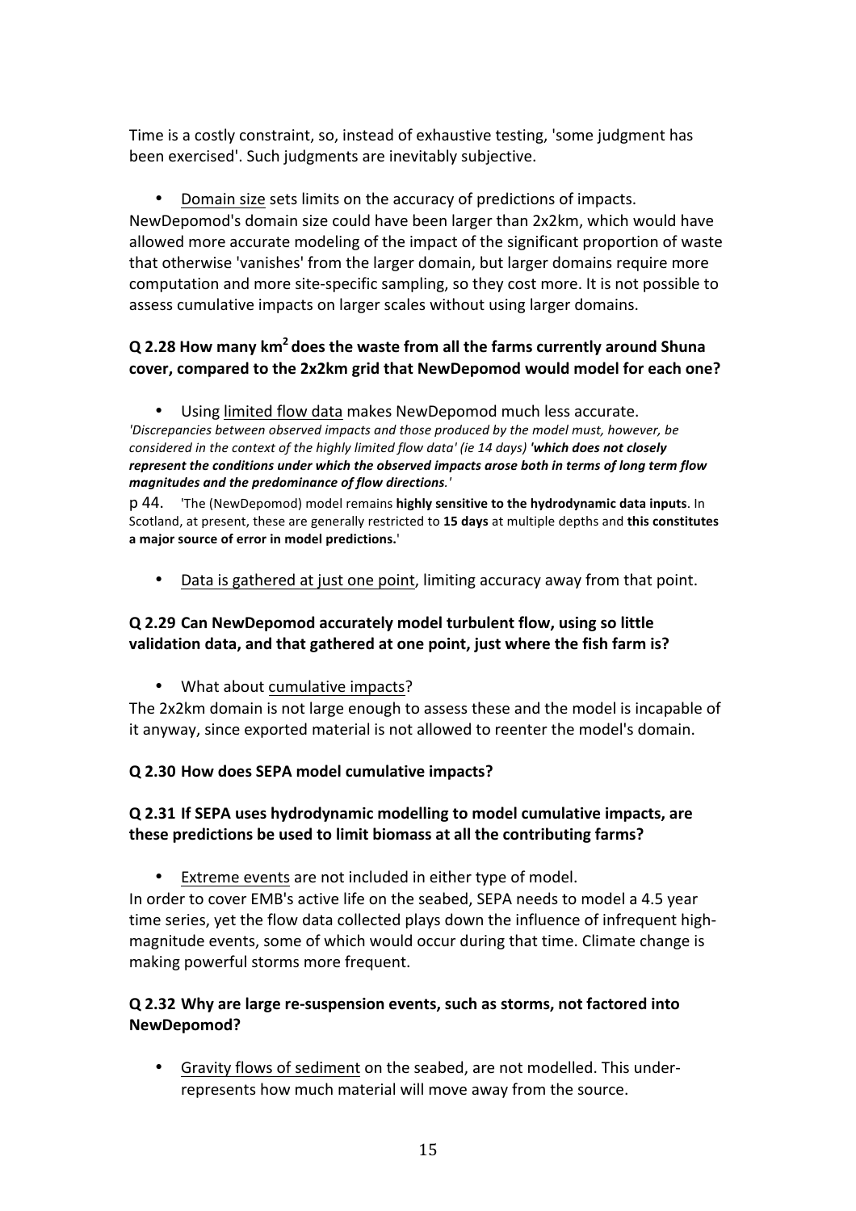Time is a costly constraint, so, instead of exhaustive testing, 'some judgment has been exercised'. Such judgments are inevitably subjective.

- Domain size sets limits on the accuracy of predictions of impacts.

NewDepomod's domain size could have been larger than 2x2km, which would have allowed more accurate modeling of the impact of the significant proportion of waste that otherwise 'vanishes' from the larger domain, but larger domains require more computation and more site-specific sampling, so they cost more. It is not possible to assess cumulative impacts on larger scales without using larger domains.

**Q 2.28 How many km$^2$ does the waste from all the farms currently around Shuna cover, compared to the 2x2km grid that NewDepomod would model for each one?**

- Using limited flow data makes NewDepomod much less accurate.

*'Discrepancies between observed impacts and those produced by the model must, however, be considered in the context of the highly limited flow data' (ie 14 days)* ***'which does not closely represent the conditions under which the observed impacts arose both in terms of long term flow magnitudes and the predominance of flow directions.'***

p 44. 'The (NewDepomod) model remains **highly sensitive to the hydrodynamic data inputs**. In Scotland, at present, these are generally restricted to **15 days** at multiple depths and **this constitutes a major source of error in model predictions.**'

- Data is gathered at just one point, limiting accuracy away from that point.

**Q 2.29 Can NewDepomod accurately model turbulent flow, using so little validation data, and that gathered at one point, just where the fish farm is?**

- What about cumulative impacts?

The 2x2km domain is not large enough to assess these and the model is incapable of it anyway, since exported material is not allowed to reenter the model's domain.

**Q 2.30 How does SEPA model cumulative impacts?**

**Q 2.31 If SEPA uses hydrodynamic modelling to model cumulative impacts, are these predictions be used to limit biomass at all the contributing farms?**

- Extreme events are not included in either type of model.

In order to cover EMB's active life on the seabed, SEPA needs to model a 4.5 year time series, yet the flow data collected plays down the influence of infrequent high-magnitude events, some of which would occur during that time. Climate change is making powerful storms more frequent.

**Q 2.32 Why are large re-suspension events, such as storms, not factored into NewDepomod?**

- Gravity flows of sediment on the seabed, are not modelled. This under-represents how much material will move away from the source.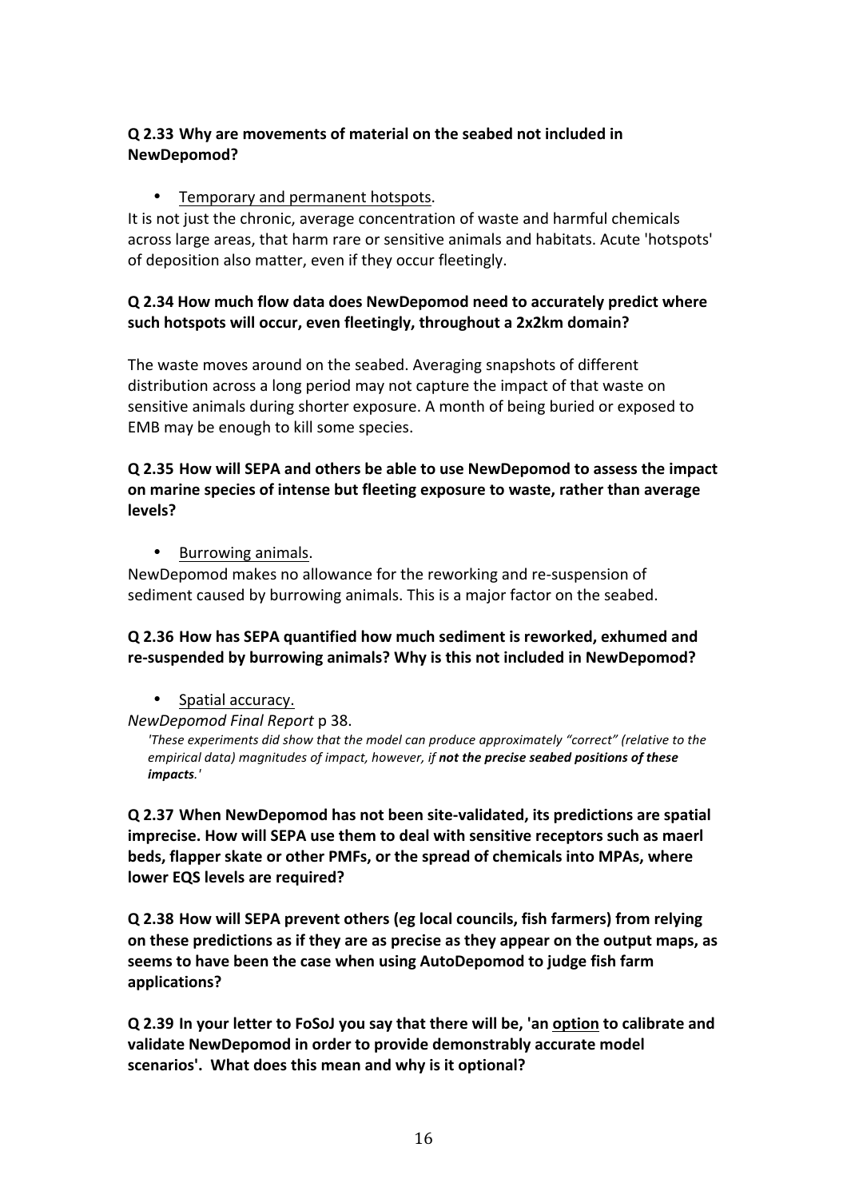**Q 2.33 Why are movements of material on the seabed not included in NewDepomod?**

- <u>Temporary and permanent hotspots</u>.

It is not just the chronic, average concentration of waste and harmful chemicals across large areas, that harm rare or sensitive animals and habitats. Acute 'hotspots' of deposition also matter, even if they occur fleetingly.

**Q 2.34 How much flow data does NewDepomod need to accurately predict where such hotspots will occur, even fleetingly, throughout a 2x2km domain?**

The waste moves around on the seabed. Averaging snapshots of different distribution across a long period may not capture the impact of that waste on sensitive animals during shorter exposure. A month of being buried or exposed to EMB may be enough to kill some species.

**Q 2.35 How will SEPA and others be able to use NewDepomod to assess the impact on marine species of intense but fleeting exposure to waste, rather than average levels?**

- <u>Burrowing animals</u>.

NewDepomod makes no allowance for the reworking and re-suspension of sediment caused by burrowing animals. This is a major factor on the seabed.

**Q 2.36 How has SEPA quantified how much sediment is reworked, exhumed and re-suspended by burrowing animals? Why is this not included in NewDepomod?**

- <u>Spatial accuracy.</u>

*NewDepomod Final Report* p 38.

> *'These experiments did show that the model can produce approximately "correct" (relative to the empirical data) magnitudes of impact, however, if **not the precise seabed positions of these impacts**.'*

**Q 2.37 When NewDepomod has not been site-validated, its predictions are spatial imprecise. How will SEPA use them to deal with sensitive receptors such as maerl beds, flapper skate or other PMFs, or the spread of chemicals into MPAs, where lower EQS levels are required?**

**Q 2.38 How will SEPA prevent others (eg local councils, fish farmers) from relying on these predictions as if they are as precise as they appear on the output maps, as seems to have been the case when using AutoDepomod to judge fish farm applications?**

**Q 2.39 In your letter to FoSoJ you say that there will be, 'an <u>option</u> to calibrate and validate NewDepomod in order to provide demonstrably accurate model scenarios'. What does this mean and why is it optional?**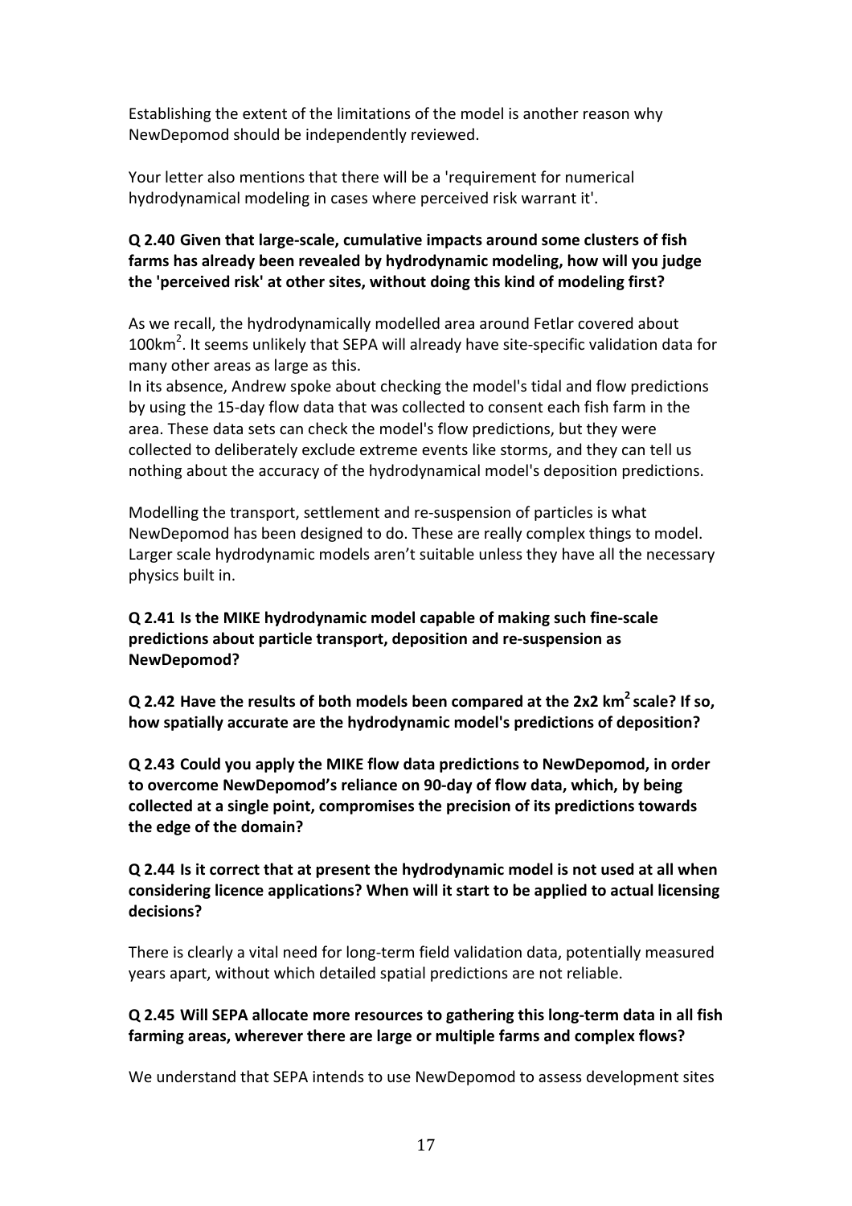Establishing the extent of the limitations of the model is another reason why NewDepomod should be independently reviewed.

Your letter also mentions that there will be a 'requirement for numerical hydrodynamical modeling in cases where perceived risk warrant it'.

**Q 2.40 Given that large-scale, cumulative impacts around some clusters of fish farms has already been revealed by hydrodynamic modeling, how will you judge the 'perceived risk' at other sites, without doing this kind of modeling first?**

As we recall, the hydrodynamically modelled area around Fetlar covered about 100km$^2$. It seems unlikely that SEPA will already have site-specific validation data for many other areas as large as this.
In its absence, Andrew spoke about checking the model's tidal and flow predictions by using the 15-day flow data that was collected to consent each fish farm in the area. These data sets can check the model's flow predictions, but they were collected to deliberately exclude extreme events like storms, and they can tell us nothing about the accuracy of the hydrodynamical model's deposition predictions.

Modelling the transport, settlement and re-suspension of particles is what NewDepomod has been designed to do. These are really complex things to model. Larger scale hydrodynamic models aren't suitable unless they have all the necessary physics built in.

**Q 2.41 Is the MIKE hydrodynamic model capable of making such fine-scale predictions about particle transport, deposition and re-suspension as NewDepomod?**

**Q 2.42 Have the results of both models been compared at the 2x2 km$^2$ scale? If so, how spatially accurate are the hydrodynamic model's predictions of deposition?**

**Q 2.43 Could you apply the MIKE flow data predictions to NewDepomod, in order to overcome NewDepomod's reliance on 90-day of flow data, which, by being collected at a single point, compromises the precision of its predictions towards the edge of the domain?**

**Q 2.44 Is it correct that at present the hydrodynamic model is not used at all when considering licence applications? When will it start to be applied to actual licensing decisions?**

There is clearly a vital need for long-term field validation data, potentially measured years apart, without which detailed spatial predictions are not reliable.

**Q 2.45 Will SEPA allocate more resources to gathering this long-term data in all fish farming areas, wherever there are large or multiple farms and complex flows?**

We understand that SEPA intends to use NewDepomod to assess development sites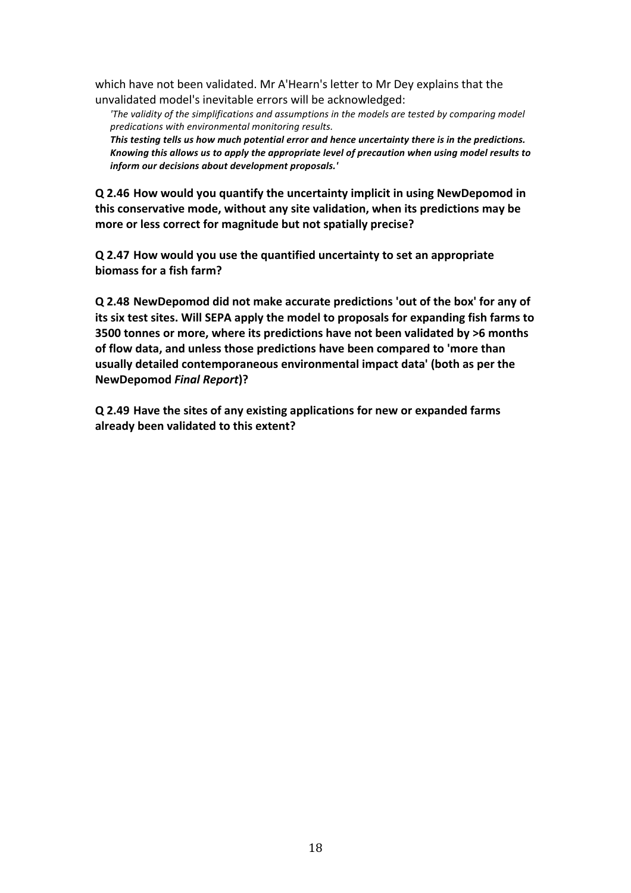which have not been validated. Mr A'Hearn's letter to Mr Dey explains that the unvalidated model's inevitable errors will be acknowledged:

> *'The validity of the simplifications and assumptions in the models are tested by comparing model predications with environmental monitoring results.*
> ***This testing tells us how much potential error and hence uncertainty there is in the predictions. Knowing this allows us to apply the appropriate level of precaution when using model results to inform our decisions about development proposals.'***

**Q 2.46 How would you quantify the uncertainty implicit in using NewDepomod in this conservative mode, without any site validation, when its predictions may be more or less correct for magnitude but not spatially precise?**

**Q 2.47 How would you use the quantified uncertainty to set an appropriate biomass for a fish farm?**

**Q 2.48 NewDepomod did not make accurate predictions 'out of the box' for any of its six test sites. Will SEPA apply the model to proposals for expanding fish farms to 3500 tonnes or more, where its predictions have not been validated by >6 months of flow data, and unless those predictions have been compared to 'more than usually detailed contemporaneous environmental impact data' (both as per the NewDepomod *Final Report*)?**

**Q 2.49 Have the sites of any existing applications for new or expanded farms already been validated to this extent?**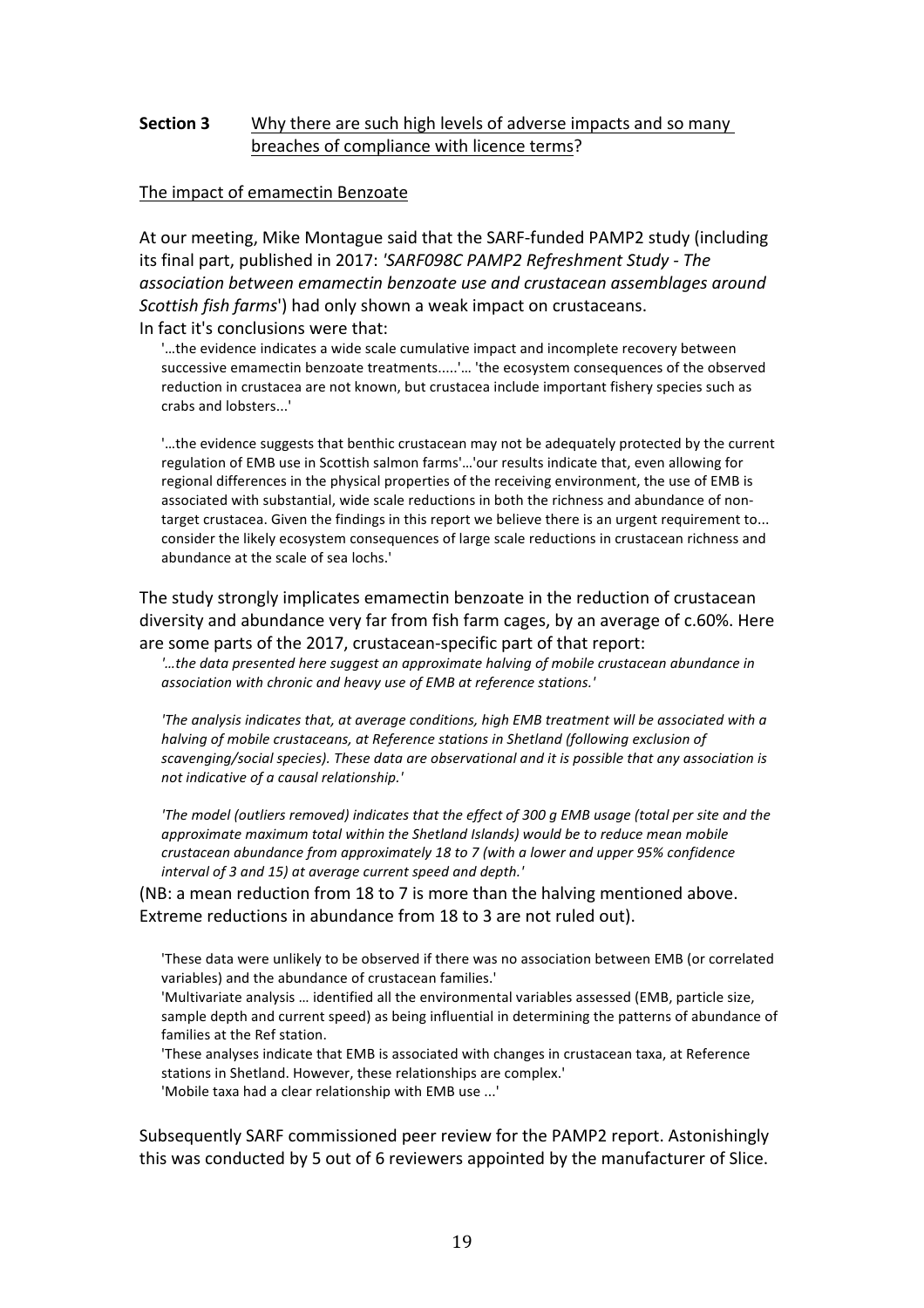**Section 3** <u>Why there are such high levels of adverse impacts and so many breaches of compliance with licence terms</u>?

<u>The impact of emamectin Benzoate</u>

At our meeting, Mike Montague said that the SARF-funded PAMP2 study (including its final part, published in 2017: *'SARF098C PAMP2 Refreshment Study - The association between emamectin benzoate use and crustacean assemblages around Scottish fish farms*') had only shown a weak impact on crustaceans.
In fact it's conclusions were that:

> '...the evidence indicates a wide scale cumulative impact and incomplete recovery between successive emamectin benzoate treatments.....'... 'the ecosystem consequences of the observed reduction in crustacea are not known, but crustacea include important fishery species such as crabs and lobsters...'
>
> '...the evidence suggests that benthic crustacean may not be adequately protected by the current regulation of EMB use in Scottish salmon farms'...'our results indicate that, even allowing for regional differences in the physical properties of the receiving environment, the use of EMB is associated with substantial, wide scale reductions in both the richness and abundance of non-target crustacea. Given the findings in this report we believe there is an urgent requirement to... consider the likely ecosystem consequences of large scale reductions in crustacean richness and abundance at the scale of sea lochs.'

The study strongly implicates emamectin benzoate in the reduction of crustacean diversity and abundance very far from fish farm cages, by an average of c.60%. Here are some parts of the 2017, crustacean-specific part of that report:

> *'...the data presented here suggest an approximate halving of mobile crustacean abundance in association with chronic and heavy use of EMB at reference stations.'*
>
> *'The analysis indicates that, at average conditions, high EMB treatment will be associated with a halving of mobile crustaceans, at Reference stations in Shetland (following exclusion of scavenging/social species). These data are observational and it is possible that any association is not indicative of a causal relationship.'*
>
> *'The model (outliers removed) indicates that the effect of 300 g EMB usage (total per site and the approximate maximum total within the Shetland Islands) would be to reduce mean mobile crustacean abundance from approximately 18 to 7 (with a lower and upper 95% confidence interval of 3 and 15) at average current speed and depth.'*

(NB: a mean reduction from 18 to 7 is more than the halving mentioned above. Extreme reductions in abundance from 18 to 3 are not ruled out).

> 'These data were unlikely to be observed if there was no association between EMB (or correlated variables) and the abundance of crustacean families.'
> 'Multivariate analysis … identified all the environmental variables assessed (EMB, particle size, sample depth and current speed) as being influential in determining the patterns of abundance of families at the Ref station.
> 'These analyses indicate that EMB is associated with changes in crustacean taxa, at Reference stations in Shetland. However, these relationships are complex.'
> 'Mobile taxa had a clear relationship with EMB use ...'

Subsequently SARF commissioned peer review for the PAMP2 report. Astonishingly this was conducted by 5 out of 6 reviewers appointed by the manufacturer of Slice.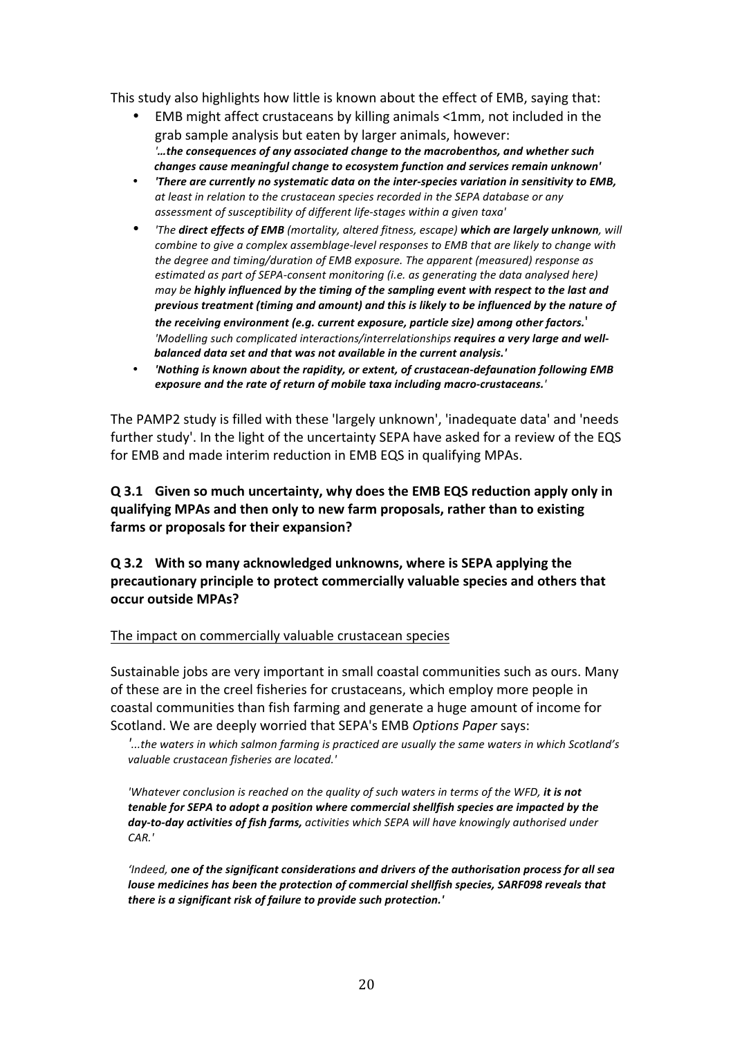This study also highlights how little is known about the effect of EMB, saying that:

- EMB might affect crustaceans by killing animals <1mm, not included in the grab sample analysis but eaten by larger animals, however:
  ***'…the consequences of any associated change to the macrobenthos, and whether such changes cause meaningful change to ecosystem function and services remain unknown'***
- ***'There are currently no systematic data on the inter-species variation in sensitivity to EMB,*** *at least in relation to the crustacean species recorded in the SEPA database or any assessment of susceptibility of different life-stages within a given taxa'*
- *'The **direct effects of EMB** (mortality, altered fitness, escape) **which are largely unknown**, will combine to give a complex assemblage-level responses to EMB that are likely to change with the degree and timing/duration of EMB exposure. The apparent (measured) response as estimated as part of SEPA-consent monitoring (i.e. as generating the data analysed here) may be **highly influenced by the timing of the sampling event with respect to the last and previous treatment (timing and amount) and this is likely to be influenced by the nature of the receiving environment (e.g. current exposure, particle size) among other factors.**'*
  *'Modelling such complicated interactions/interrelationships **requires a very large and well-balanced data set and that was not available in the current analysis.'***
- ***'Nothing is known about the rapidity, or extent, of crustacean-defaunation following EMB exposure and the rate of return of mobile taxa including macro-crustaceans.'***

The PAMP2 study is filled with these 'largely unknown', 'inadequate data' and 'needs further study'. In the light of the uncertainty SEPA have asked for a review of the EQS for EMB and made interim reduction in EMB EQS in qualifying MPAs.

**Q 3.1 Given so much uncertainty, why does the EMB EQS reduction apply only in qualifying MPAs and then only to new farm proposals, rather than to existing farms or proposals for their expansion?**

**Q 3.2 With so many acknowledged unknowns, where is SEPA applying the precautionary principle to protect commercially valuable species and others that occur outside MPAs?**

<u>The impact on commercially valuable crustacean species</u>

Sustainable jobs are very important in small coastal communities such as ours. Many of these are in the creel fisheries for crustaceans, which employ more people in coastal communities than fish farming and generate a huge amount of income for Scotland. We are deeply worried that SEPA's EMB *Options Paper* says:

> *'...the waters in which salmon farming is practiced are usually the same waters in which Scotland's valuable crustacean fisheries are located.'*
>
> *'Whatever conclusion is reached on the quality of such waters in terms of the WFD, **it is not tenable for SEPA to adopt a position where commercial shellfish species are impacted by the day-to-day activities of fish farms,** activities which SEPA will have knowingly authorised under CAR.'*
>
> *'Indeed, **one of the significant considerations and drivers of the authorisation process for all sea louse medicines has been the protection of commercial shellfish species, SARF098 reveals that there is a significant risk of failure to provide such protection.'***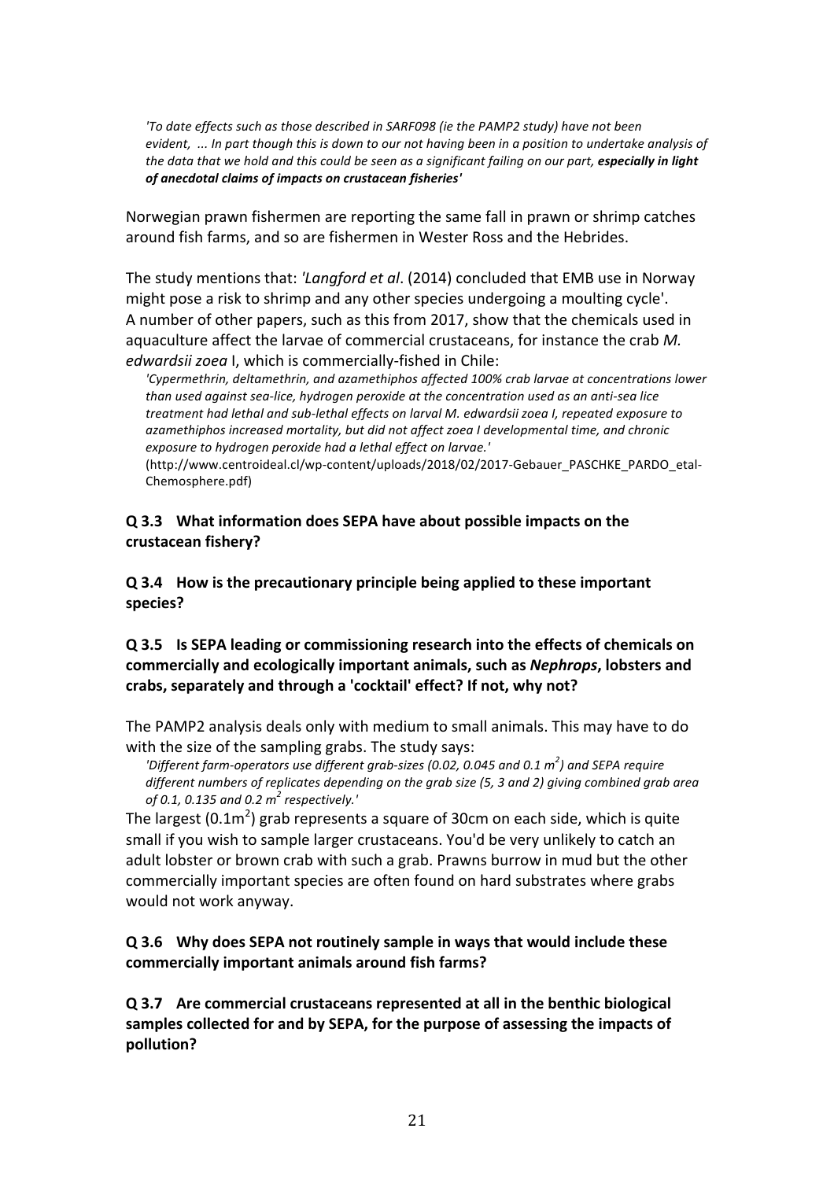> *'To date effects such as those described in SARF098 (ie the PAMP2 study) have not been evident, ... In part though this is down to our not having been in a position to undertake analysis of the data that we hold and this could be seen as a significant failing on our part, **especially in light of anecdotal claims of impacts on crustacean fisheries'***

Norwegian prawn fishermen are reporting the same fall in prawn or shrimp catches around fish farms, and so are fishermen in Wester Ross and the Hebrides.

The study mentions that: *'Langford et al*. (2014) concluded that EMB use in Norway might pose a risk to shrimp and any other species undergoing a moulting cycle'. A number of other papers, such as this from 2017, show that the chemicals used in aquaculture affect the larvae of commercial crustaceans, for instance the crab *M. edwardsii zoea* I, which is commercially-fished in Chile:

> *'Cypermethrin, deltamethrin, and azamethiphos affected 100% crab larvae at concentrations lower than used against sea-lice, hydrogen peroxide at the concentration used as an anti-sea lice treatment had lethal and sub-lethal effects on larval M. edwardsii zoea I, repeated exposure to azamethiphos increased mortality, but did not affect zoea I developmental time, and chronic exposure to hydrogen peroxide had a lethal effect on larvae.'*
> (http://www.centroideal.cl/wp-content/uploads/2018/02/2017-Gebauer_PASCHKE_PARDO_etal-Chemosphere.pdf)

**Q 3.3 What information does SEPA have about possible impacts on the crustacean fishery?**

**Q 3.4 How is the precautionary principle being applied to these important species?**

**Q 3.5 Is SEPA leading or commissioning research into the effects of chemicals on commercially and ecologically important animals, such as *Nephrops*, lobsters and crabs, separately and through a 'cocktail' effect? If not, why not?**

The PAMP2 analysis deals only with medium to small animals. This may have to do with the size of the sampling grabs. The study says:

> *'Different farm-operators use different grab-sizes (0.02, 0.045 and 0.1 $m^2$) and SEPA require different numbers of replicates depending on the grab size (5, 3 and 2) giving combined grab area of 0.1, 0.135 and 0.2 $m^2$ respectively.'*

The largest (0.1$m^2$) grab represents a square of 30cm on each side, which is quite small if you wish to sample larger crustaceans. You'd be very unlikely to catch an adult lobster or brown crab with such a grab. Prawns burrow in mud but the other commercially important species are often found on hard substrates where grabs would not work anyway.

**Q 3.6 Why does SEPA not routinely sample in ways that would include these commercially important animals around fish farms?**

**Q 3.7 Are commercial crustaceans represented at all in the benthic biological samples collected for and by SEPA, for the purpose of assessing the impacts of pollution?**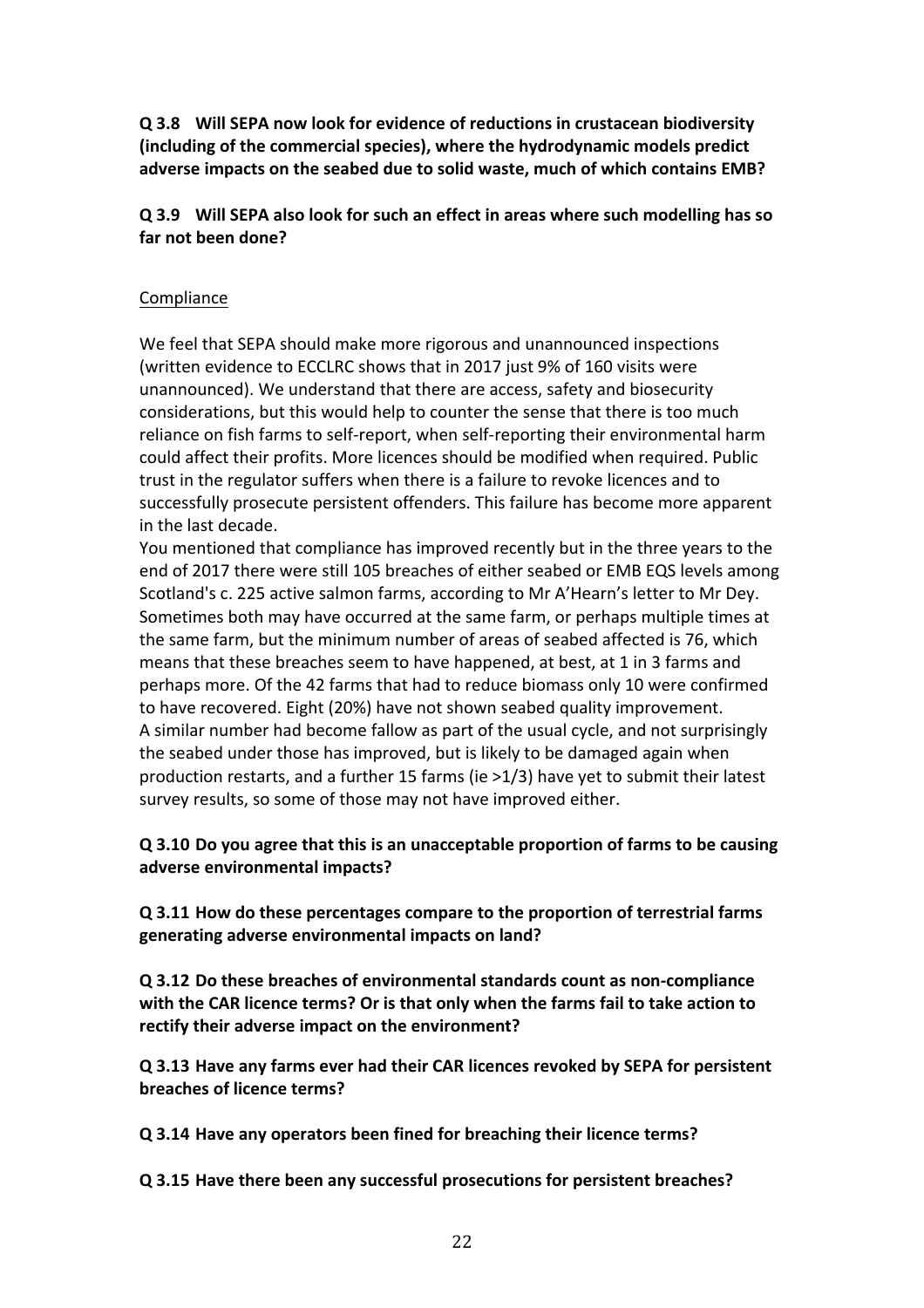**Q 3.8 Will SEPA now look for evidence of reductions in crustacean biodiversity (including of the commercial species), where the hydrodynamic models predict adverse impacts on the seabed due to solid waste, much of which contains EMB?**

**Q 3.9 Will SEPA also look for such an effect in areas where such modelling has so far not been done?**

<u>Compliance</u>

We feel that SEPA should make more rigorous and unannounced inspections (written evidence to ECCLRC shows that in 2017 just 9% of 160 visits were unannounced). We understand that there are access, safety and biosecurity considerations, but this would help to counter the sense that there is too much reliance on fish farms to self-report, when self-reporting their environmental harm could affect their profits. More licences should be modified when required. Public trust in the regulator suffers when there is a failure to revoke licences and to successfully prosecute persistent offenders. This failure has become more apparent in the last decade.

You mentioned that compliance has improved recently but in the three years to the end of 2017 there were still 105 breaches of either seabed or EMB EQS levels among Scotland's c. 225 active salmon farms, according to Mr A'Hearn's letter to Mr Dey. Sometimes both may have occurred at the same farm, or perhaps multiple times at the same farm, but the minimum number of areas of seabed affected is 76, which means that these breaches seem to have happened, at best, at 1 in 3 farms and perhaps more. Of the 42 farms that had to reduce biomass only 10 were confirmed to have recovered. Eight (20%) have not shown seabed quality improvement. A similar number had become fallow as part of the usual cycle, and not surprisingly the seabed under those has improved, but is likely to be damaged again when production restarts, and a further 15 farms (ie >1/3) have yet to submit their latest survey results, so some of those may not have improved either.

**Q 3.10 Do you agree that this is an unacceptable proportion of farms to be causing adverse environmental impacts?**

**Q 3.11 How do these percentages compare to the proportion of terrestrial farms generating adverse environmental impacts on land?**

**Q 3.12 Do these breaches of environmental standards count as non-compliance with the CAR licence terms? Or is that only when the farms fail to take action to rectify their adverse impact on the environment?**

**Q 3.13 Have any farms ever had their CAR licences revoked by SEPA for persistent breaches of licence terms?**

**Q 3.14 Have any operators been fined for breaching their licence terms?**

**Q 3.15 Have there been any successful prosecutions for persistent breaches?**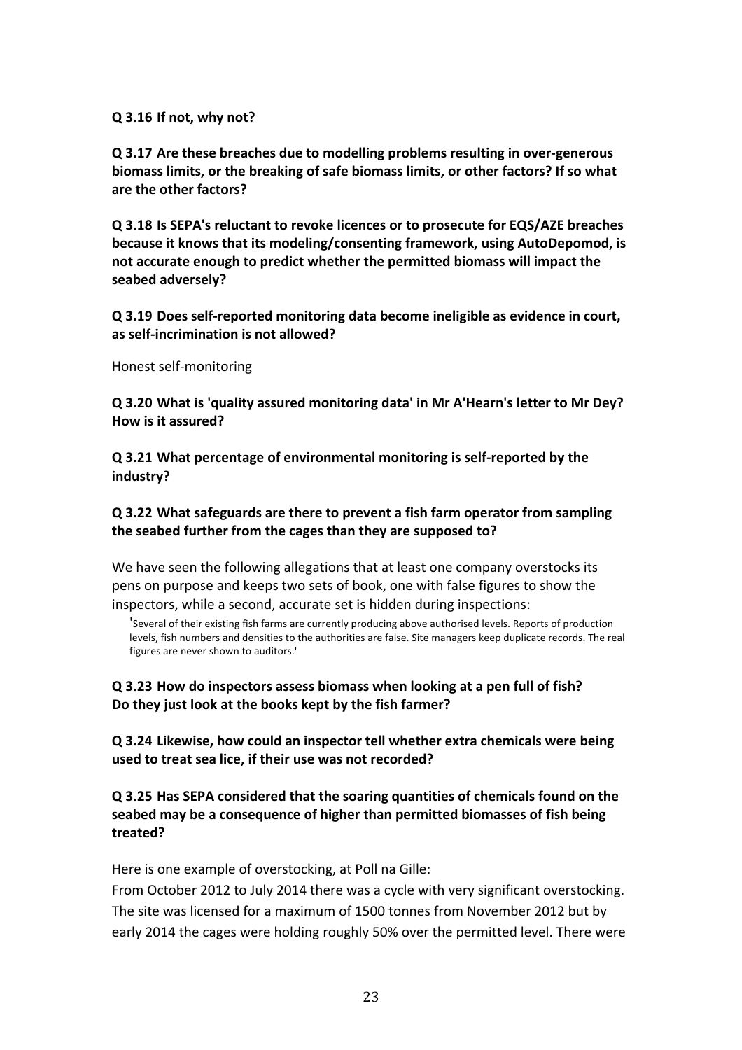**Q 3.16 If not, why not?**

**Q 3.17 Are these breaches due to modelling problems resulting in over-generous biomass limits, or the breaking of safe biomass limits, or other factors? If so what are the other factors?**

**Q 3.18 Is SEPA's reluctant to revoke licences or to prosecute for EQS/AZE breaches because it knows that its modeling/consenting framework, using AutoDepomod, is not accurate enough to predict whether the permitted biomass will impact the seabed adversely?**

**Q 3.19 Does self-reported monitoring data become ineligible as evidence in court, as self-incrimination is not allowed?**

<u>Honest self-monitoring</u>

**Q 3.20 What is 'quality assured monitoring data' in Mr A'Hearn's letter to Mr Dey? How is it assured?**

**Q 3.21 What percentage of environmental monitoring is self-reported by the industry?**

**Q 3.22 What safeguards are there to prevent a fish farm operator from sampling the seabed further from the cages than they are supposed to?**

We have seen the following allegations that at least one company overstocks its pens on purpose and keeps two sets of book, one with false figures to show the inspectors, while a second, accurate set is hidden during inspections:

> 'Several of their existing fish farms are currently producing above authorised levels. Reports of production levels, fish numbers and densities to the authorities are false. Site managers keep duplicate records. The real figures are never shown to auditors.'

**Q 3.23 How do inspectors assess biomass when looking at a pen full of fish? Do they just look at the books kept by the fish farmer?**

**Q 3.24 Likewise, how could an inspector tell whether extra chemicals were being used to treat sea lice, if their use was not recorded?**

**Q 3.25 Has SEPA considered that the soaring quantities of chemicals found on the seabed may be a consequence of higher than permitted biomasses of fish being treated?**

Here is one example of overstocking, at Poll na Gille:

From October 2012 to July 2014 there was a cycle with very significant overstocking. The site was licensed for a maximum of 1500 tonnes from November 2012 but by early 2014 the cages were holding roughly 50% over the permitted level. There were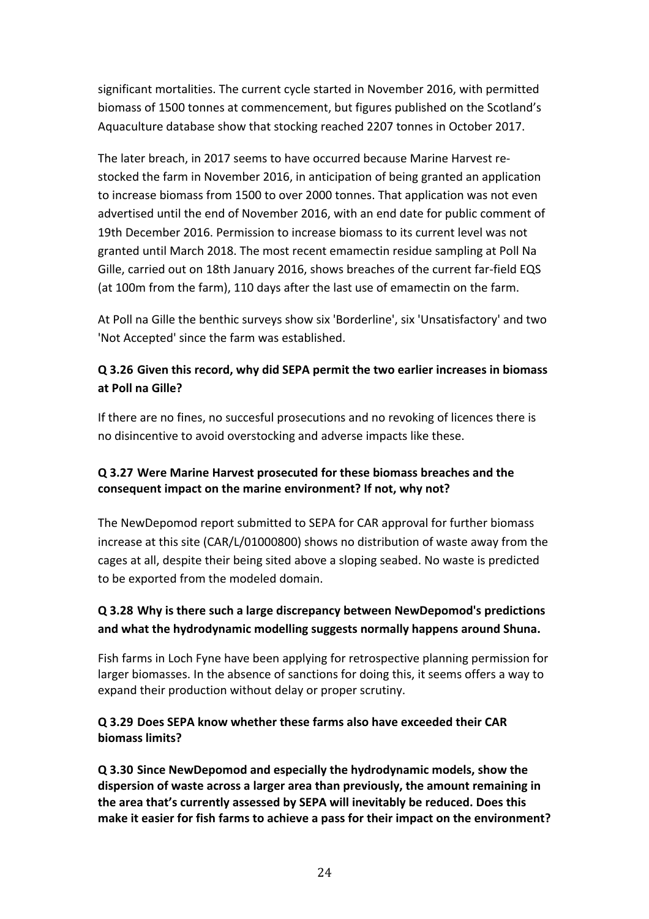significant mortalities. The current cycle started in November 2016, with permitted biomass of 1500 tonnes at commencement, but figures published on the Scotland's Aquaculture database show that stocking reached 2207 tonnes in October 2017.

The later breach, in 2017 seems to have occurred because Marine Harvest re-stocked the farm in November 2016, in anticipation of being granted an application to increase biomass from 1500 to over 2000 tonnes. That application was not even advertised until the end of November 2016, with an end date for public comment of 19th December 2016. Permission to increase biomass to its current level was not granted until March 2018. The most recent emamectin residue sampling at Poll Na Gille, carried out on 18th January 2016, shows breaches of the current far-field EQS (at 100m from the farm), 110 days after the last use of emamectin on the farm.

At Poll na Gille the benthic surveys show six 'Borderline', six 'Unsatisfactory' and two 'Not Accepted' since the farm was established.

**Q 3.26 Given this record, why did SEPA permit the two earlier increases in biomass at Poll na Gille?**

If there are no fines, no succesful prosecutions and no revoking of licences there is no disincentive to avoid overstocking and adverse impacts like these.

**Q 3.27 Were Marine Harvest prosecuted for these biomass breaches and the consequent impact on the marine environment? If not, why not?**

The NewDepomod report submitted to SEPA for CAR approval for further biomass increase at this site (CAR/L/01000800) shows no distribution of waste away from the cages at all, despite their being sited above a sloping seabed. No waste is predicted to be exported from the modeled domain.

**Q 3.28 Why is there such a large discrepancy between NewDepomod's predictions and what the hydrodynamic modelling suggests normally happens around Shuna.**

Fish farms in Loch Fyne have been applying for retrospective planning permission for larger biomasses. In the absence of sanctions for doing this, it seems offers a way to expand their production without delay or proper scrutiny.

**Q 3.29 Does SEPA know whether these farms also have exceeded their CAR biomass limits?**

**Q 3.30 Since NewDepomod and especially the hydrodynamic models, show the dispersion of waste across a larger area than previously, the amount remaining in the area that's currently assessed by SEPA will inevitably be reduced. Does this make it easier for fish farms to achieve a pass for their impact on the environment?**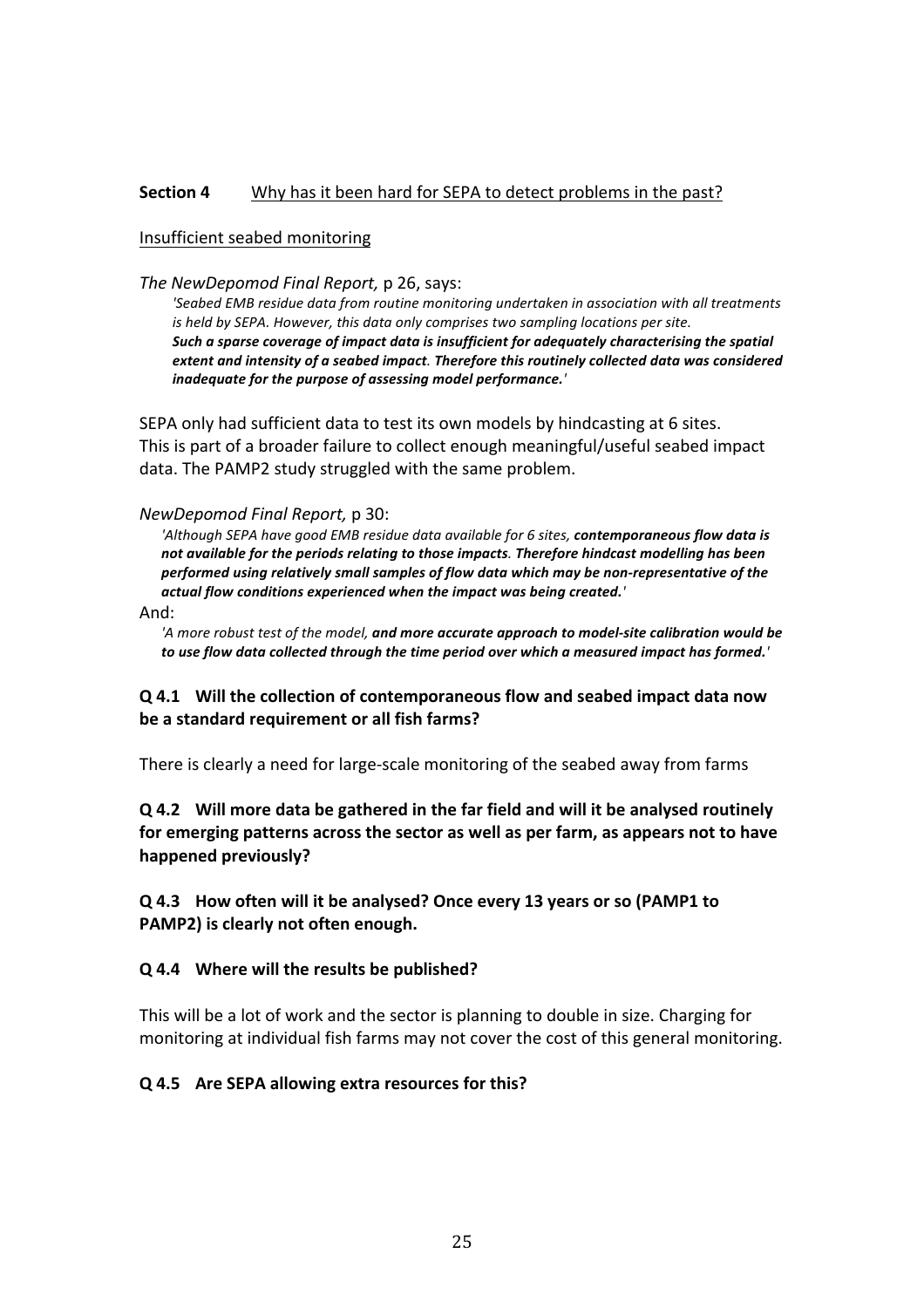**Section 4** <u>Why has it been hard for SEPA to detect problems in the past?</u>

<u>Insufficient seabed monitoring</u>

*The NewDepomod Final Report,* p 26, says:

> *'Seabed EMB residue data from routine monitoring undertaken in association with all treatments is held by SEPA. However, this data only comprises two sampling locations per site.* ***Such a sparse coverage of impact data is insufficient for adequately characterising the spatial extent and intensity of a seabed impact****.* ***Therefore this routinely collected data was considered inadequate for the purpose of assessing model performance.****'*

SEPA only had sufficient data to test its own models by hindcasting at 6 sites. This is part of a broader failure to collect enough meaningful/useful seabed impact data. The PAMP2 study struggled with the same problem.

*NewDepomod Final Report,* p 30:

> *'Although SEPA have good EMB residue data available for 6 sites,* ***contemporaneous flow data is not available for the periods relating to those impacts****.* ***Therefore hindcast modelling has been performed using relatively small samples of flow data which may be non-representative of the actual flow conditions experienced when the impact was being created.****'*

And:

> *'A more robust test of the model,* ***and more accurate approach to model-site calibration would be to use flow data collected through the time period over which a measured impact has formed.****'*

**Q 4.1 Will the collection of contemporaneous flow and seabed impact data now be a standard requirement or all fish farms?**

There is clearly a need for large-scale monitoring of the seabed away from farms

**Q 4.2 Will more data be gathered in the far field and will it be analysed routinely for emerging patterns across the sector as well as per farm, as appears not to have happened previously?**

**Q 4.3 How often will it be analysed? Once every 13 years or so (PAMP1 to PAMP2) is clearly not often enough.**

**Q 4.4 Where will the results be published?**

This will be a lot of work and the sector is planning to double in size. Charging for monitoring at individual fish farms may not cover the cost of this general monitoring.

**Q 4.5 Are SEPA allowing extra resources for this?**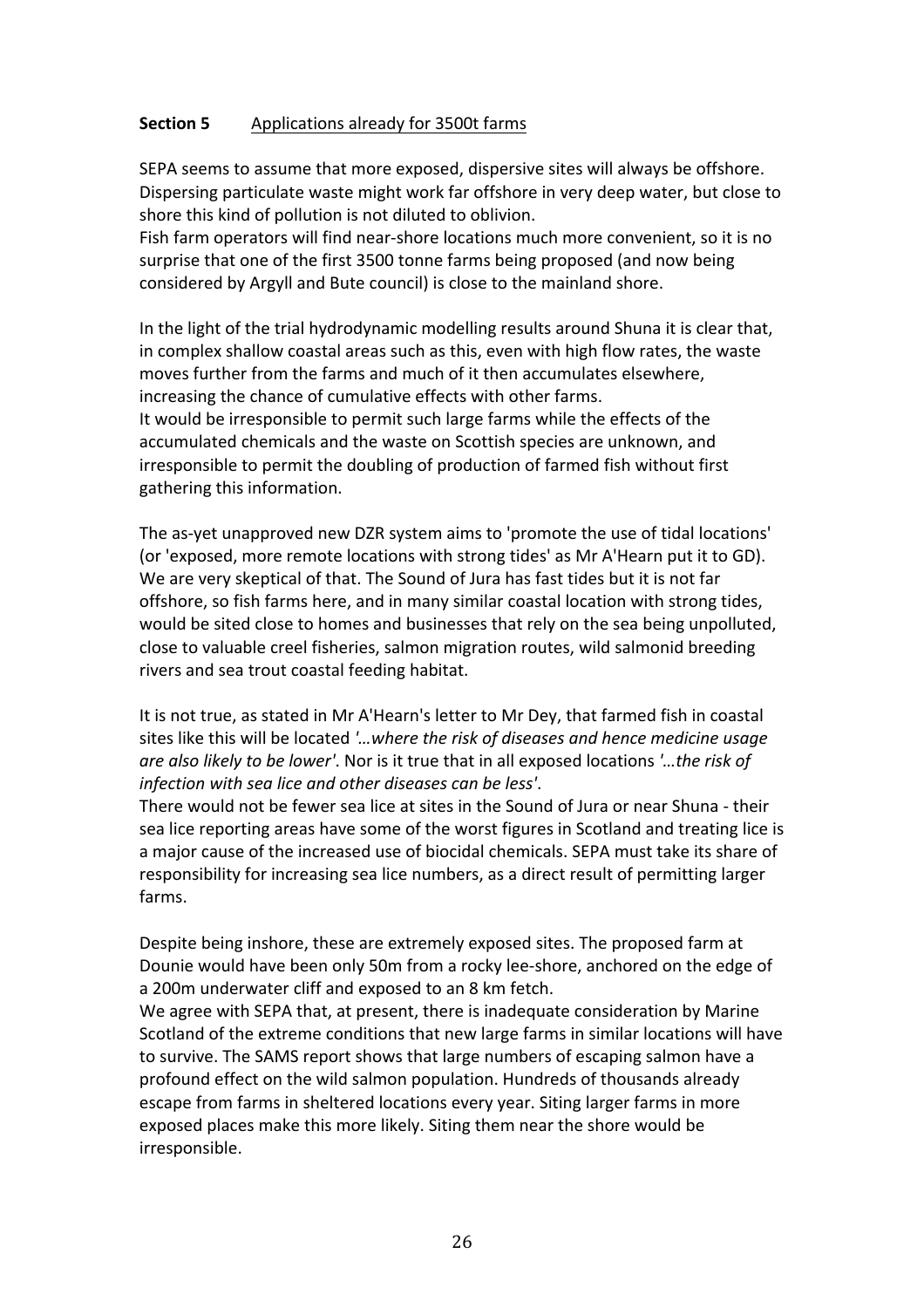**Section 5** Applications already for 3500t farms

SEPA seems to assume that more exposed, dispersive sites will always be offshore. Dispersing particulate waste might work far offshore in very deep water, but close to shore this kind of pollution is not diluted to oblivion.
Fish farm operators will find near-shore locations much more convenient, so it is no surprise that one of the first 3500 tonne farms being proposed (and now being considered by Argyll and Bute council) is close to the mainland shore.

In the light of the trial hydrodynamic modelling results around Shuna it is clear that, in complex shallow coastal areas such as this, even with high flow rates, the waste moves further from the farms and much of it then accumulates elsewhere, increasing the chance of cumulative effects with other farms.
It would be irresponsible to permit such large farms while the effects of the accumulated chemicals and the waste on Scottish species are unknown, and irresponsible to permit the doubling of production of farmed fish without first gathering this information.

The as-yet unapproved new DZR system aims to 'promote the use of tidal locations' (or 'exposed, more remote locations with strong tides' as Mr A'Hearn put it to GD). We are very skeptical of that. The Sound of Jura has fast tides but it is not far offshore, so fish farms here, and in many similar coastal location with strong tides, would be sited close to homes and businesses that rely on the sea being unpolluted, close to valuable creel fisheries, salmon migration routes, wild salmonid breeding rivers and sea trout coastal feeding habitat.

It is not true, as stated in Mr A'Hearn's letter to Mr Dey, that farmed fish in coastal sites like this will be located *'…where the risk of diseases and hence medicine usage are also likely to be lower'*. Nor is it true that in all exposed locations *'…the risk of infection with sea lice and other diseases can be less'*.
There would not be fewer sea lice at sites in the Sound of Jura or near Shuna - their sea lice reporting areas have some of the worst figures in Scotland and treating lice is a major cause of the increased use of biocidal chemicals. SEPA must take its share of responsibility for increasing sea lice numbers, as a direct result of permitting larger farms.

Despite being inshore, these are extremely exposed sites. The proposed farm at Dounie would have been only 50m from a rocky lee-shore, anchored on the edge of a 200m underwater cliff and exposed to an 8 km fetch.
We agree with SEPA that, at present, there is inadequate consideration by Marine Scotland of the extreme conditions that new large farms in similar locations will have to survive. The SAMS report shows that large numbers of escaping salmon have a profound effect on the wild salmon population. Hundreds of thousands already escape from farms in sheltered locations every year. Siting larger farms in more exposed places make this more likely. Siting them near the shore would be irresponsible.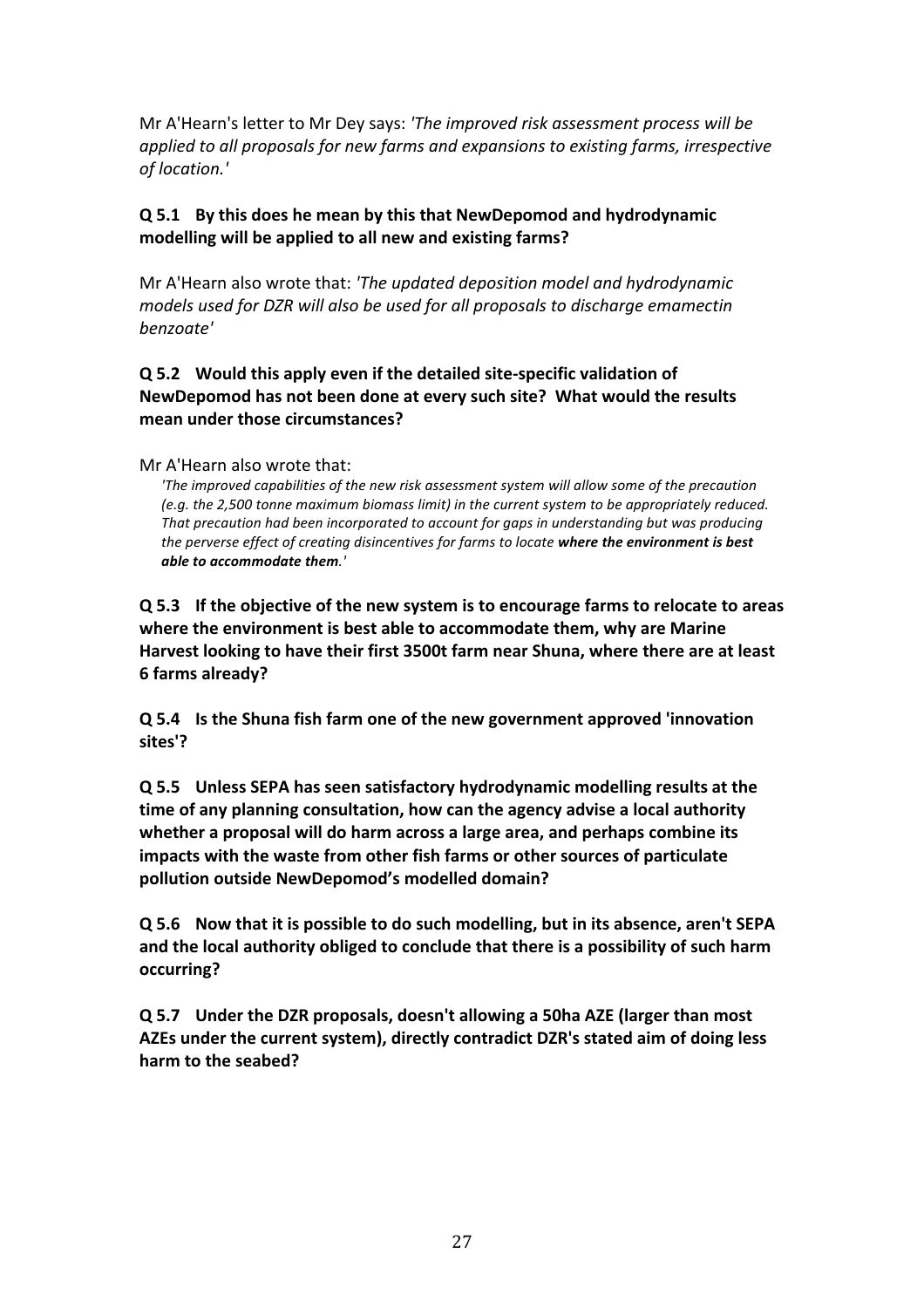Mr A'Hearn's letter to Mr Dey says: *'The improved risk assessment process will be applied to all proposals for new farms and expansions to existing farms, irrespective of location.'*

**Q 5.1 By this does he mean by this that NewDepomod and hydrodynamic modelling will be applied to all new and existing farms?**

Mr A'Hearn also wrote that: *'The updated deposition model and hydrodynamic models used for DZR will also be used for all proposals to discharge emamectin benzoate'*

**Q 5.2 Would this apply even if the detailed site-specific validation of NewDepomod has not been done at every such site? What would the results mean under those circumstances?**

Mr A'Hearn also wrote that:

> *'The improved capabilities of the new risk assessment system will allow some of the precaution (e.g. the 2,500 tonne maximum biomass limit) in the current system to be appropriately reduced. That precaution had been incorporated to account for gaps in understanding but was producing the perverse effect of creating disincentives for farms to locate* ***where the environment is best able to accommodate them****.'*

**Q 5.3 If the objective of the new system is to encourage farms to relocate to areas where the environment is best able to accommodate them, why are Marine Harvest looking to have their first 3500t farm near Shuna, where there are at least 6 farms already?**

**Q 5.4 Is the Shuna fish farm one of the new government approved 'innovation sites'?**

**Q 5.5 Unless SEPA has seen satisfactory hydrodynamic modelling results at the time of any planning consultation, how can the agency advise a local authority whether a proposal will do harm across a large area, and perhaps combine its impacts with the waste from other fish farms or other sources of particulate pollution outside NewDepomod's modelled domain?**

**Q 5.6 Now that it is possible to do such modelling, but in its absence, aren't SEPA and the local authority obliged to conclude that there is a possibility of such harm occurring?**

**Q 5.7 Under the DZR proposals, doesn't allowing a 50ha AZE (larger than most AZEs under the current system), directly contradict DZR's stated aim of doing less harm to the seabed?**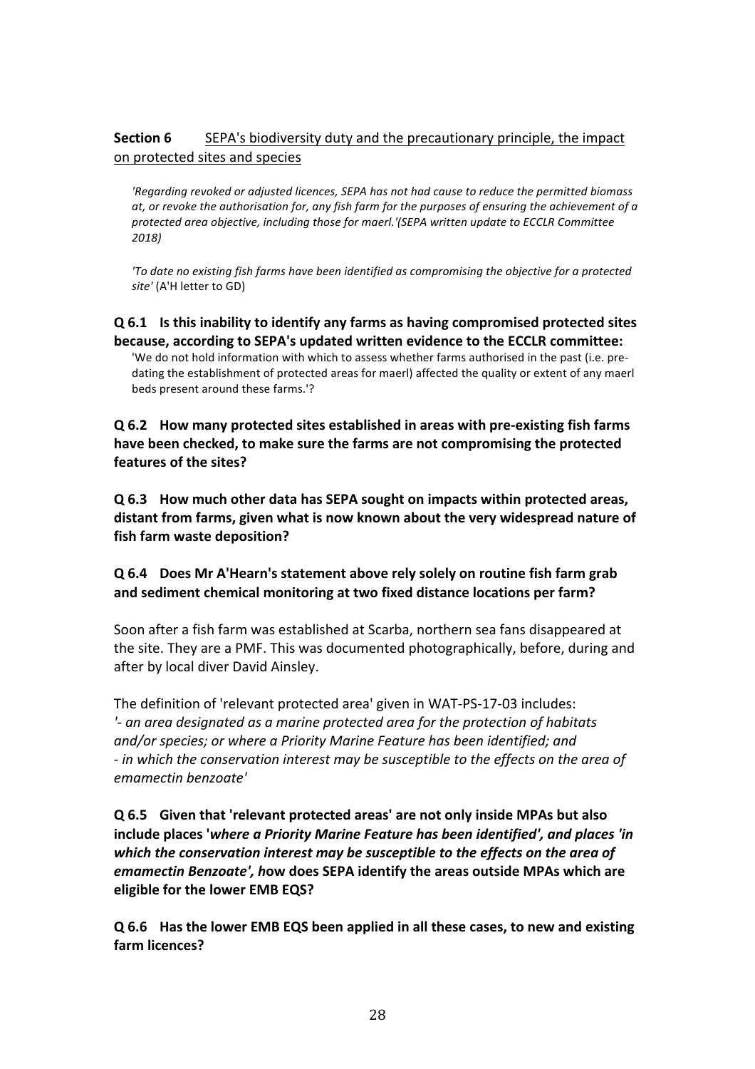**Section 6** <u>SEPA's biodiversity duty and the precautionary principle, the impact on protected sites and species</u>

> *'Regarding revoked or adjusted licences, SEPA has not had cause to reduce the permitted biomass at, or revoke the authorisation for, any fish farm for the purposes of ensuring the achievement of a protected area objective, including those for maerl.'(SEPA written update to ECCLR Committee 2018)*

> *'To date no existing fish farms have been identified as compromising the objective for a protected site'* (A'H letter to GD)

**Q 6.1 Is this inability to identify any farms as having compromised protected sites because, according to SEPA's updated written evidence to the ECCLR committee:**

> 'We do not hold information with which to assess whether farms authorised in the past (i.e. pre-dating the establishment of protected areas for maerl) affected the quality or extent of any maerl beds present around these farms.'?

**Q 6.2 How many protected sites established in areas with pre-existing fish farms have been checked, to make sure the farms are not compromising the protected features of the sites?**

**Q 6.3 How much other data has SEPA sought on impacts within protected areas, distant from farms, given what is now known about the very widespread nature of fish farm waste deposition?**

**Q 6.4 Does Mr A'Hearn's statement above rely solely on routine fish farm grab and sediment chemical monitoring at two fixed distance locations per farm?**

Soon after a fish farm was established at Scarba, northern sea fans disappeared at the site. They are a PMF. This was documented photographically, before, during and after by local diver David Ainsley.

The definition of 'relevant protected area' given in WAT-PS-17-03 includes:
*'- an area designated as a marine protected area for the protection of habitats and/or species; or where a Priority Marine Feature has been identified; and*
*- in which the conservation interest may be susceptible to the effects on the area of emamectin benzoate'*

**Q 6.5 Given that 'relevant protected areas' are not only inside MPAs but also include places '*where a Priority Marine Feature has been identified', and places 'in which the conservation interest may be susceptible to the effects on the area of emamectin Benzoate', h*ow does SEPA identify the areas outside MPAs which are eligible for the lower EMB EQS?**

**Q 6.6 Has the lower EMB EQS been applied in all these cases, to new and existing farm licences?**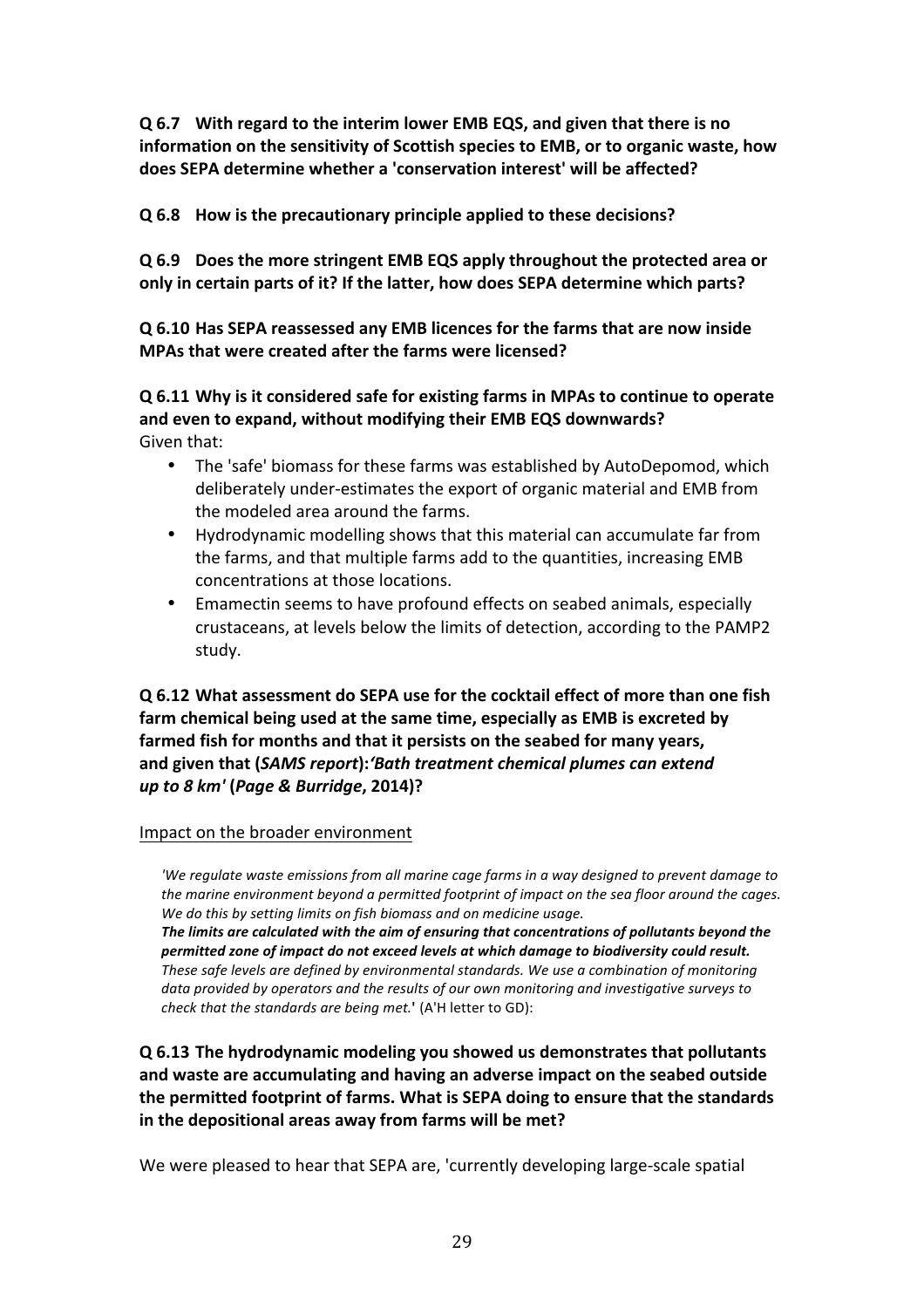**Q 6.7 With regard to the interim lower EMB EQS, and given that there is no information on the sensitivity of Scottish species to EMB, or to organic waste, how does SEPA determine whether a 'conservation interest' will be affected?**

**Q 6.8 How is the precautionary principle applied to these decisions?**

**Q 6.9 Does the more stringent EMB EQS apply throughout the protected area or only in certain parts of it? If the latter, how does SEPA determine which parts?**

**Q 6.10 Has SEPA reassessed any EMB licences for the farms that are now inside MPAs that were created after the farms were licensed?**

**Q 6.11 Why is it considered safe for existing farms in MPAs to continue to operate and even to expand, without modifying their EMB EQS downwards?**
Given that:

- The 'safe' biomass for these farms was established by AutoDepomod, which deliberately under-estimates the export of organic material and EMB from the modeled area around the farms.
- Hydrodynamic modelling shows that this material can accumulate far from the farms, and that multiple farms add to the quantities, increasing EMB concentrations at those locations.
- Emamectin seems to have profound effects on seabed animals, especially crustaceans, at levels below the limits of detection, according to the PAMP2 study.

**Q 6.12 What assessment do SEPA use for the cocktail effect of more than one fish farm chemical being used at the same time, especially as EMB is excreted by farmed fish for months and that it persists on the seabed for many years, and given that (*SAMS report*):*'Bath treatment chemical plumes can extend up to 8 km'* (*Page & Burridge*, 2014)?**

Impact on the broader environment

> *'We regulate waste emissions from all marine cage farms in a way designed to prevent damage to the marine environment beyond a permitted footprint of impact on the sea floor around the cages. We do this by setting limits on fish biomass and on medicine usage.*
> ***The limits are calculated with the aim of ensuring that concentrations of pollutants beyond the permitted zone of impact do not exceed levels at which damage to biodiversity could result.*** *These safe levels are defined by environmental standards. We use a combination of monitoring data provided by operators and the results of our own monitoring and investigative surveys to check that the standards are being met.*' (A'H letter to GD):

**Q 6.13 The hydrodynamic modeling you showed us demonstrates that pollutants and waste are accumulating and having an adverse impact on the seabed outside the permitted footprint of farms. What is SEPA doing to ensure that the standards in the depositional areas away from farms will be met?**

We were pleased to hear that SEPA are, 'currently developing large-scale spatial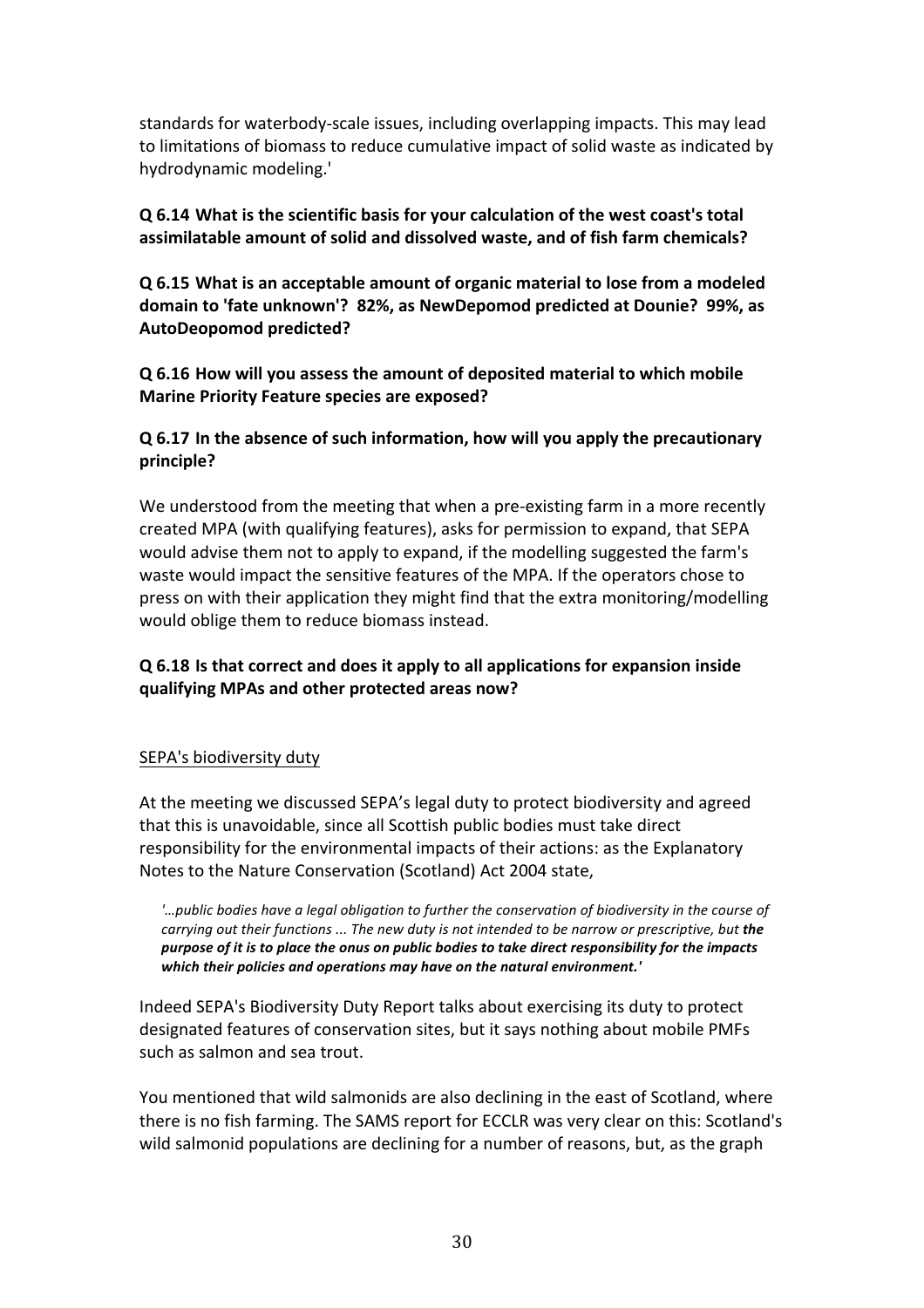standards for waterbody-scale issues, including overlapping impacts. This may lead to limitations of biomass to reduce cumulative impact of solid waste as indicated by hydrodynamic modeling.'

**Q 6.14 What is the scientific basis for your calculation of the west coast's total assimilatable amount of solid and dissolved waste, and of fish farm chemicals?**

**Q 6.15 What is an acceptable amount of organic material to lose from a modeled domain to 'fate unknown'? 82%, as NewDepomod predicted at Dounie? 99%, as AutoDeopomod predicted?**

**Q 6.16 How will you assess the amount of deposited material to which mobile Marine Priority Feature species are exposed?**

**Q 6.17 In the absence of such information, how will you apply the precautionary principle?**

We understood from the meeting that when a pre-existing farm in a more recently created MPA (with qualifying features), asks for permission to expand, that SEPA would advise them not to apply to expand, if the modelling suggested the farm's waste would impact the sensitive features of the MPA. If the operators chose to press on with their application they might find that the extra monitoring/modelling would oblige them to reduce biomass instead.

**Q 6.18 Is that correct and does it apply to all applications for expansion inside qualifying MPAs and other protected areas now?**

<u>SEPA's biodiversity duty</u>

At the meeting we discussed SEPA's legal duty to protect biodiversity and agreed that this is unavoidable, since all Scottish public bodies must take direct responsibility for the environmental impacts of their actions: as the Explanatory Notes to the Nature Conservation (Scotland) Act 2004 state,

> *'…public bodies have a legal obligation to further the conservation of biodiversity in the course of carrying out their functions ... The new duty is not intended to be narrow or prescriptive, but* ***the purpose of it is to place the onus on public bodies to take direct responsibility for the impacts which their policies and operations may have on the natural environment.'***

Indeed SEPA's Biodiversity Duty Report talks about exercising its duty to protect designated features of conservation sites, but it says nothing about mobile PMFs such as salmon and sea trout.

You mentioned that wild salmonids are also declining in the east of Scotland, where there is no fish farming. The SAMS report for ECCLR was very clear on this: Scotland's wild salmonid populations are declining for a number of reasons, but, as the graph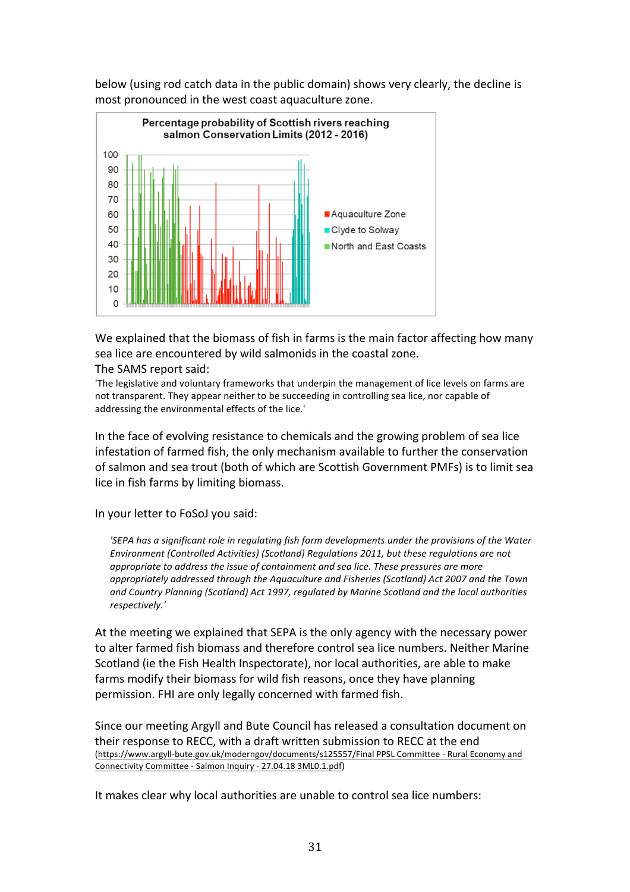below (using rod catch data in the public domain) shows very clearly, the decline is most pronounced in the west coast aquaculture zone.

We explained that the biomass of fish in farms is the main factor affecting how many sea lice are encountered by wild salmonids in the coastal zone.

The SAMS report said:

'The legislative and voluntary frameworks that underpin the management of lice levels on farms are not transparent. They appear neither to be succeeding in controlling sea lice, nor capable of addressing the environmental effects of the lice.'

In the face of evolving resistance to chemicals and the growing problem of sea lice infestation of farmed fish, the only mechanism available to further the conservation of salmon and sea trout (both of which are Scottish Government PMFs) is to limit sea lice in fish farms by limiting biomass.

In your letter to FoSoJ you said:

> *'SEPA has a significant role in regulating fish farm developments under the provisions of the Water Environment (Controlled Activities) (Scotland) Regulations 2011, but these regulations are not appropriate to address the issue of containment and sea lice. These pressures are more appropriately addressed through the Aquaculture and Fisheries (Scotland) Act 2007 and the Town and Country Planning (Scotland) Act 1997, regulated by Marine Scotland and the local authorities respectively.'*

At the meeting we explained that SEPA is the only agency with the necessary power to alter farmed fish biomass and therefore control sea lice numbers. Neither Marine Scotland (ie the Fish Health Inspectorate), nor local authorities, are able to make farms modify their biomass for wild fish reasons, once they have planning permission. FHI are only legally concerned with farmed fish.

Since our meeting Argyll and Bute Council has released a consultation document on their response to RECC, with a draft written submission to RECC at the end (https://www.argyll-bute.gov.uk/moderngov/documents/s125557/Final PPSL Committee - Rural Economy and Connectivity Committee - Salmon Inquiry - 27.04.18 3ML0.1.pdf)

It makes clear why local authorities are unable to control sea lice numbers: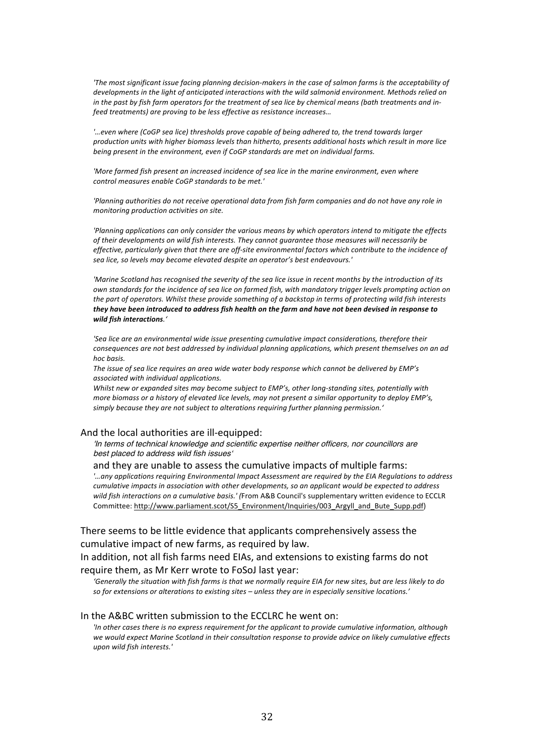*'The most significant issue facing planning decision-makers in the case of salmon farms is the acceptability of developments in the light of anticipated interactions with the wild salmonid environment. Methods relied on in the past by fish farm operators for the treatment of sea lice by chemical means (bath treatments and in-feed treatments) are proving to be less effective as resistance increases…*

*'…even where (CoGP sea lice) thresholds prove capable of being adhered to, the trend towards larger production units with higher biomass levels than hitherto, presents additional hosts which result in more lice being present in the environment, even if CoGP standards are met on individual farms.*

*'More farmed fish present an increased incidence of sea lice in the marine environment, even where control measures enable CoGP standards to be met.'*

*'Planning authorities do not receive operational data from fish farm companies and do not have any role in monitoring production activities on site.*

*'Planning applications can only consider the various means by which operators intend to mitigate the effects of their developments on wild fish interests. They cannot guarantee those measures will necessarily be effective, particularly given that there are off-site environmental factors which contribute to the incidence of sea lice, so levels may become elevated despite an operator's best endeavours.'*

*'Marine Scotland has recognised the severity of the sea lice issue in recent months by the introduction of its own standards for the incidence of sea lice on farmed fish, with mandatory trigger levels prompting action on the part of operators. Whilst these provide something of a backstop in terms of protecting wild fish interests **they have been introduced to address fish health on the farm and have not been devised in response to wild fish interactions**.'*

*'Sea lice are an environmental wide issue presenting cumulative impact considerations, therefore their consequences are not best addressed by individual planning applications, which present themselves on an ad hoc basis.*
*The issue of sea lice requires an area wide water body response which cannot be delivered by EMP's associated with individual applications.*
*Whilst new or expanded sites may become subject to EMP's, other long-standing sites, potentially with more biomass or a history of elevated lice levels, may not present a similar opportunity to deploy EMP's, simply because they are not subject to alterations requiring further planning permission.'*

And the local authorities are ill-equipped:

*'In terms of technical knowledge and scientific expertise neither officers, nor councillors are best placed to address wild fish issues'*

and they are unable to assess the cumulative impacts of multiple farms:

*'…any applications requiring Environmental Impact Assessment are required by the EIA Regulations to address cumulative impacts in association with other developments, so an applicant would be expected to address wild fish interactions on a cumulative basis.' (*From A&B Council's supplementary written evidence to ECCLR Committee: http://www.parliament.scot/S5_Environment/Inquiries/003_Argyll_and_Bute_Supp.pdf)

There seems to be little evidence that applicants comprehensively assess the cumulative impact of new farms, as required by law.

In addition, not all fish farms need EIAs, and extensions to existing farms do not require them, as Mr Kerr wrote to FoSoJ last year:

*'Generally the situation with fish farms is that we normally require EIA for new sites, but are less likely to do so for extensions or alterations to existing sites – unless they are in especially sensitive locations.'*

In the A&BC written submission to the ECCLRC he went on:

*'In other cases there is no express requirement for the applicant to provide cumulative information, although we would expect Marine Scotland in their consultation response to provide advice on likely cumulative effects upon wild fish interests.'*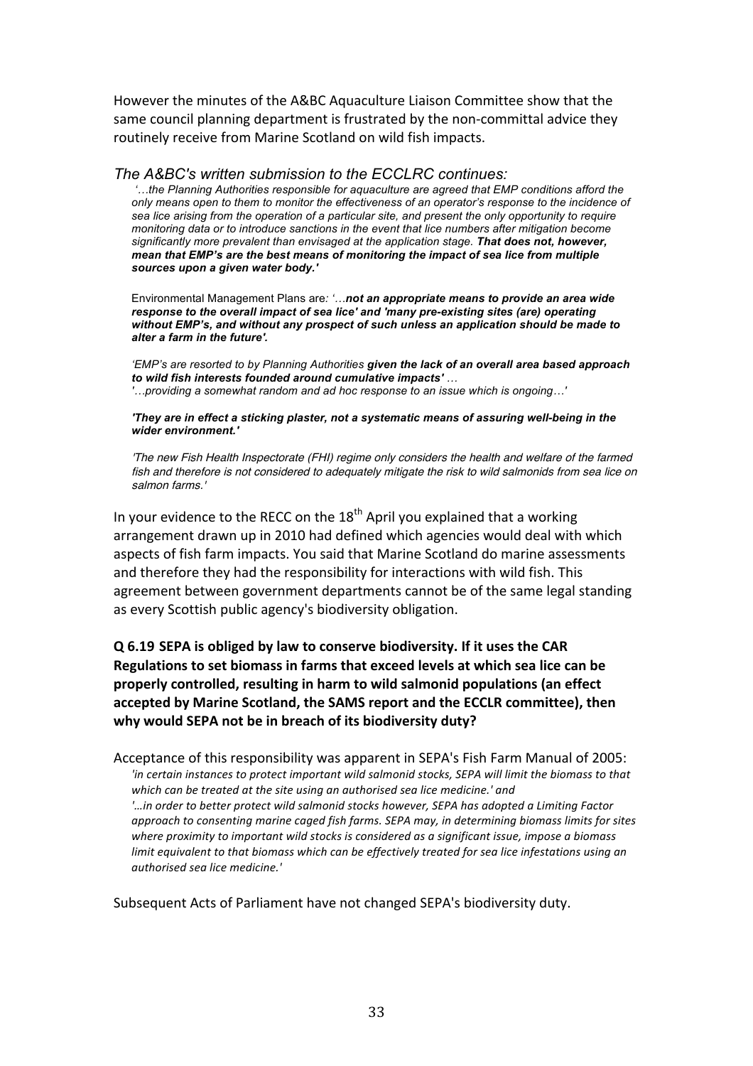However the minutes of the A&BC Aquaculture Liaison Committee show that the same council planning department is frustrated by the non-committal advice they routinely receive from Marine Scotland on wild fish impacts.

*The A&BC's written submission to the ECCLRC continues:*

> *'…the Planning Authorities responsible for aquaculture are agreed that EMP conditions afford the only means open to them to monitor the effectiveness of an operator's response to the incidence of sea lice arising from the operation of a particular site, and present the only opportunity to require monitoring data or to introduce sanctions in the event that lice numbers after mitigation become significantly more prevalent than envisaged at the application stage.* ***That does not, however, mean that EMP's are the best means of monitoring the impact of sea lice from multiple sources upon a given water body.'***
>
> Environmental Management Plans are*: '…**not an appropriate means to provide an area wide response to the overall impact of sea lice' and 'many pre-existing sites (are) operating without EMP's, and without any prospect of such unless an application should be made to alter a farm in the future'.***
>
> *'EMP's are resorted to by Planning Authorities* ***given the lack of an overall area based approach to wild fish interests founded around cumulative impacts'*** *…*
> *'…providing a somewhat random and ad hoc response to an issue which is ongoing…'*
>
> ***'They are in effect a sticking plaster, not a systematic means of assuring well-being in the wider environment.'***
>
> *'The new Fish Health Inspectorate (FHI) regime only considers the health and welfare of the farmed fish and therefore is not considered to adequately mitigate the risk to wild salmonids from sea lice on salmon farms.'*

In your evidence to the RECC on the 18th April you explained that a working arrangement drawn up in 2010 had defined which agencies would deal with which aspects of fish farm impacts. You said that Marine Scotland do marine assessments and therefore they had the responsibility for interactions with wild fish. This agreement between government departments cannot be of the same legal standing as every Scottish public agency's biodiversity obligation.

**Q 6.19 SEPA is obliged by law to conserve biodiversity. If it uses the CAR Regulations to set biomass in farms that exceed levels at which sea lice can be properly controlled, resulting in harm to wild salmonid populations (an effect accepted by Marine Scotland, the SAMS report and the ECCLR committee), then why would SEPA not be in breach of its biodiversity duty?**

Acceptance of this responsibility was apparent in SEPA's Fish Farm Manual of 2005:

> *'in certain instances to protect important wild salmonid stocks, SEPA will limit the biomass to that which can be treated at the site using an authorised sea lice medicine.' and*
> *'…in order to better protect wild salmonid stocks however, SEPA has adopted a Limiting Factor approach to consenting marine caged fish farms. SEPA may, in determining biomass limits for sites where proximity to important wild stocks is considered as a significant issue, impose a biomass limit equivalent to that biomass which can be effectively treated for sea lice infestations using an authorised sea lice medicine.'*

Subsequent Acts of Parliament have not changed SEPA's biodiversity duty.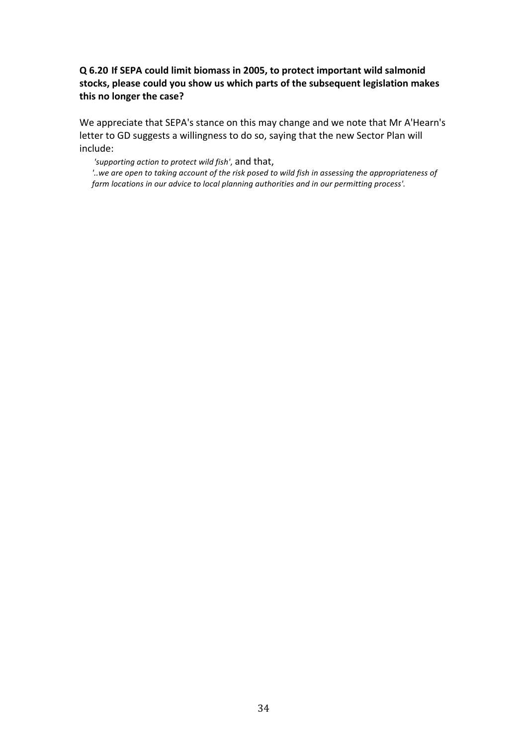**Q 6.20 If SEPA could limit biomass in 2005, to protect important wild salmonid stocks, please could you show us which parts of the subsequent legislation makes this no longer the case?**

We appreciate that SEPA's stance on this may change and we note that Mr A'Hearn's letter to GD suggests a willingness to do so, saying that the new Sector Plan will include:

> *'supporting action to protect wild fish'*, and that,
>
> *'..we are open to taking account of the risk posed to wild fish in assessing the appropriateness of farm locations in our advice to local planning authorities and in our permitting process'.*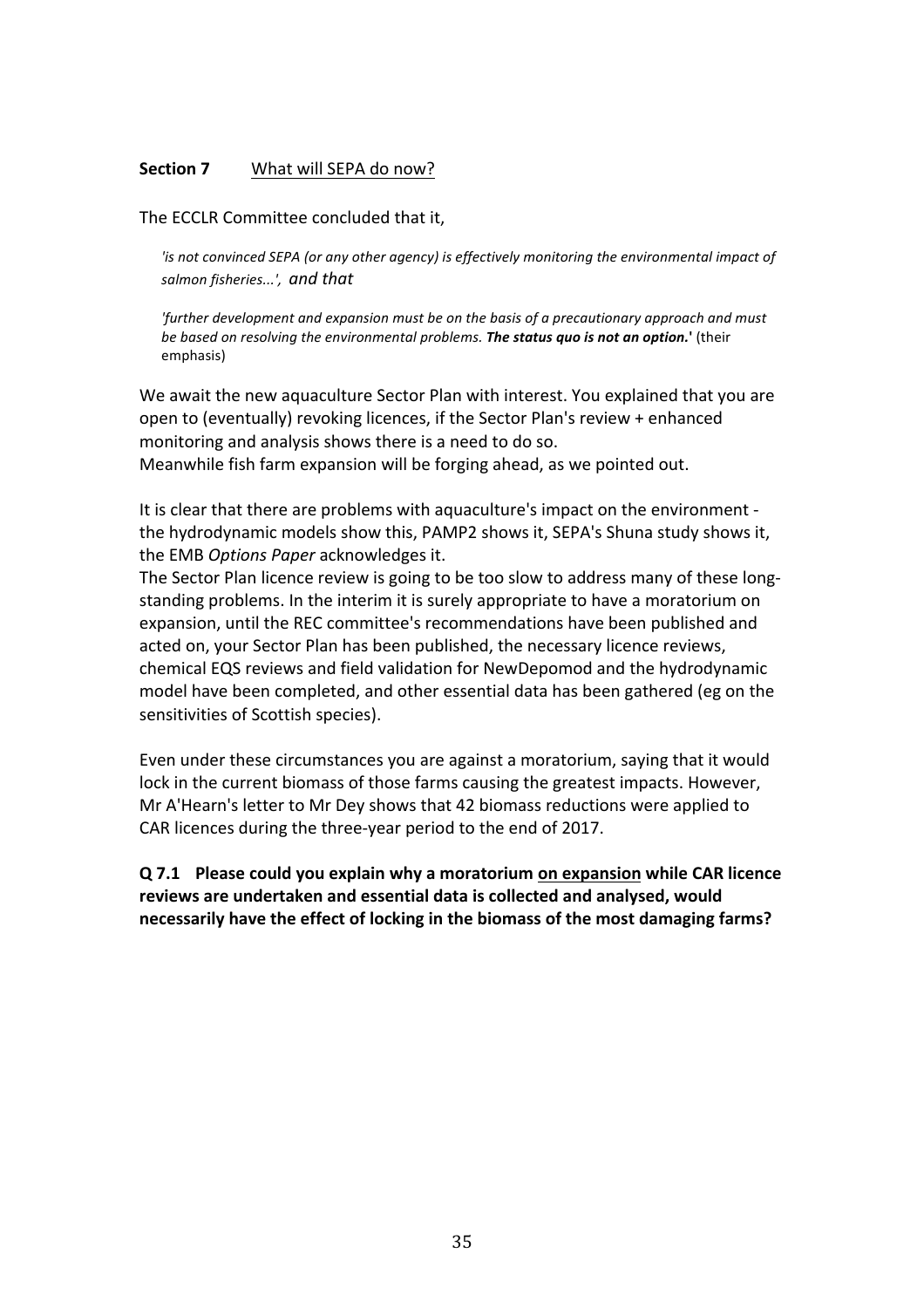**Section 7** <u>What will SEPA do now?</u>

The ECCLR Committee concluded that it,

> *'is not convinced SEPA (or any other agency) is effectively monitoring the environmental impact of salmon fisheries...', and that*
>
> *'further development and expansion must be on the basis of a precautionary approach and must be based on resolving the environmental problems.* ***The status quo is not an option.****'* (their emphasis)

We await the new aquaculture Sector Plan with interest. You explained that you are open to (eventually) revoking licences, if the Sector Plan's review + enhanced monitoring and analysis shows there is a need to do so.
Meanwhile fish farm expansion will be forging ahead, as we pointed out.

It is clear that there are problems with aquaculture's impact on the environment - the hydrodynamic models show this, PAMP2 shows it, SEPA's Shuna study shows it, the EMB *Options Paper* acknowledges it.
The Sector Plan licence review is going to be too slow to address many of these long-standing problems. In the interim it is surely appropriate to have a moratorium on expansion, until the REC committee's recommendations have been published and acted on, your Sector Plan has been published, the necessary licence reviews, chemical EQS reviews and field validation for NewDepomod and the hydrodynamic model have been completed, and other essential data has been gathered (eg on the sensitivities of Scottish species).

Even under these circumstances you are against a moratorium, saying that it would lock in the current biomass of those farms causing the greatest impacts. However, Mr A'Hearn's letter to Mr Dey shows that 42 biomass reductions were applied to CAR licences during the three-year period to the end of 2017.

**Q 7.1 Please could you explain why a moratorium <u>on expansion</u> while CAR licence reviews are undertaken and essential data is collected and analysed, would necessarily have the effect of locking in the biomass of the most damaging farms?**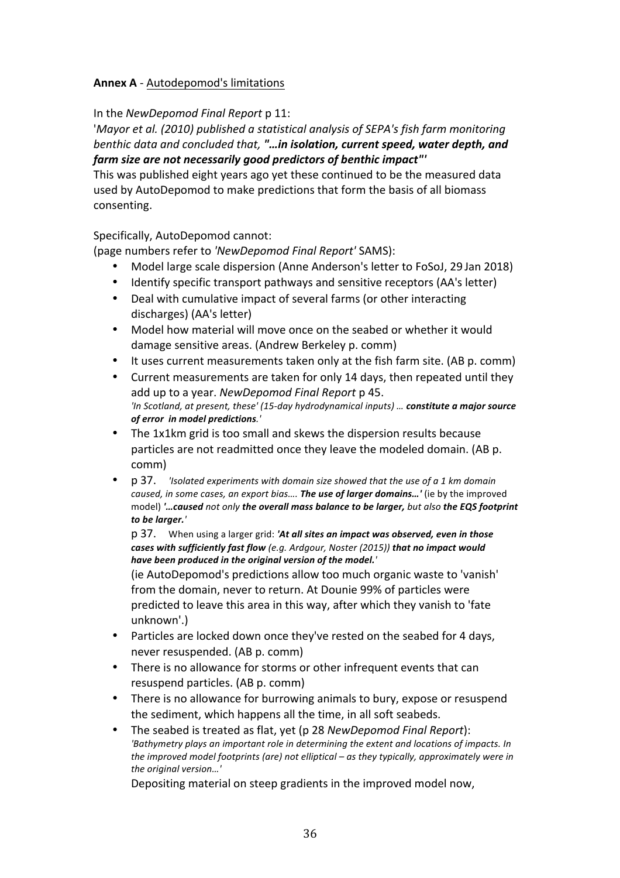**Annex A** - Autodepomod's limitations

In the *NewDepomod Final Report* p 11:

'*Mayor et al. (2010) published a statistical analysis of SEPA's fish farm monitoring benthic data and concluded that, **"...in isolation, current speed, water depth, and farm size are not necessarily good predictors of benthic impact"***'

This was published eight years ago yet these continued to be the measured data used by AutoDepomod to make predictions that form the basis of all biomass consenting.

Specifically, AutoDepomod cannot:

(page numbers refer to *'NewDepomod Final Report'* SAMS):

- Model large scale dispersion (Anne Anderson's letter to FoSoJ, 29 Jan 2018)
- Identify specific transport pathways and sensitive receptors (AA's letter)
- Deal with cumulative impact of several farms (or other interacting discharges) (AA's letter)
- Model how material will move once on the seabed or whether it would damage sensitive areas. (Andrew Berkeley p. comm)
- It uses current measurements taken only at the fish farm site. (AB p. comm)
- Current measurements are taken for only 14 days, then repeated until they add up to a year. *NewDepomod Final Report* p 45.
  *'In Scotland, at present, these' (15-day hydrodynamical inputs) ... **constitute a major source of error in model predictions**.'*
- The 1x1km grid is too small and skews the dispersion results because particles are not readmitted once they leave the modeled domain. (AB p. comm)
- p 37. *'Isolated experiments with domain size showed that the use of a 1 km domain caused, in some cases, an export bias.... **The use of larger domains...'*** (ie by the improved model) ***'...caused** not only **the overall mass balance to be larger,** but also **the EQS footprint to be larger.**'*

  p 37. When using a larger grid: ***'At all sites an impact was observed, even in those cases with sufficiently fast flow** (e.g. Ardgour, Noster (2015)) **that no impact would have been produced in the original version of the model.**'*

  (ie AutoDepomod's predictions allow too much organic waste to 'vanish' from the domain, never to return. At Dounie 99% of particles were predicted to leave this area in this way, after which they vanish to 'fate unknown'.)
- Particles are locked down once they've rested on the seabed for 4 days, never resuspended. (AB p. comm)
- There is no allowance for storms or other infrequent events that can resuspend particles. (AB p. comm)
- There is no allowance for burrowing animals to bury, expose or resuspend the sediment, which happens all the time, in all soft seabeds.
- The seabed is treated as flat, yet (p 28 *NewDepomod Final Report*):
  *'Bathymetry plays an important role in determining the extent and locations of impacts. In the improved model footprints (are) not elliptical – as they typically, approximately were in the original version...'*

  Depositing material on steep gradients in the improved model now,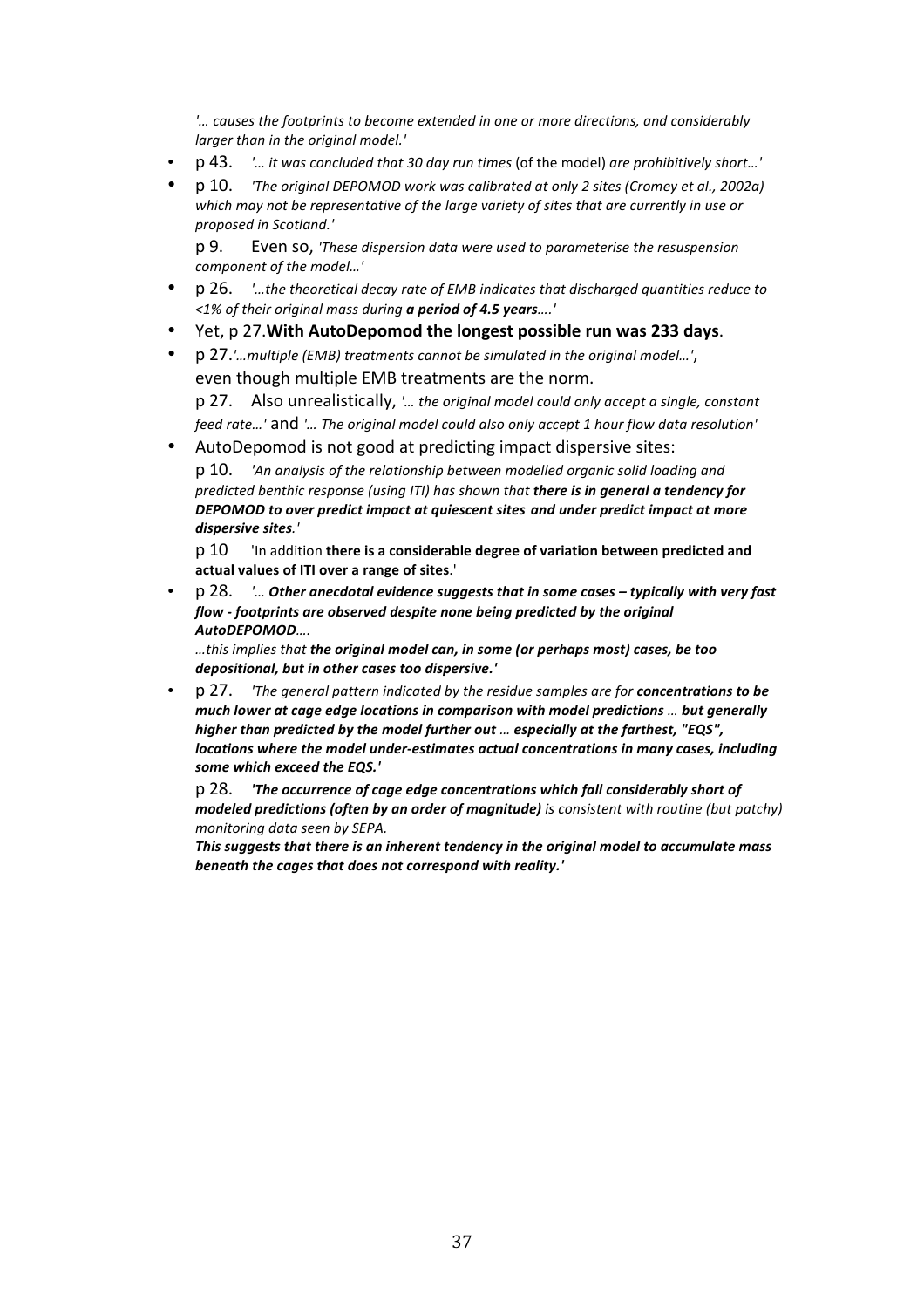*'… causes the footprints to become extended in one or more directions, and considerably larger than in the original model.'*

- p 43. *'… it was concluded that 30 day run times* (of the model) *are prohibitively short…'*
- p 10. *'The original DEPOMOD work was calibrated at only 2 sites (Cromey et al., 2002a) which may not be representative of the large variety of sites that are currently in use or proposed in Scotland.'*

  p 9. Even so, *'These dispersion data were used to parameterise the resuspension component of the model…'*
- p 26. *'…the theoretical decay rate of EMB indicates that discharged quantities reduce to <1% of their original mass during **a period of 4.5 years**….'*
- Yet, p 27.**With AutoDepomod the longest possible run was 233 days**.
- p 27.*'…multiple (EMB) treatments cannot be simulated in the original model…'*, even though multiple EMB treatments are the norm.

  p 27. Also unrealistically, *'… the original model could only accept a single, constant feed rate…'* and *'… The original model could also only accept 1 hour flow data resolution'*
- AutoDepomod is not good at predicting impact dispersive sites:

  p 10. *'An analysis of the relationship between modelled organic solid loading and predicted benthic response (using ITI) has shown that **there is in general a tendency for DEPOMOD to over predict impact at quiescent sites and under predict impact at more dispersive sites**.'*

  p 10 'In addition **there is a considerable degree of variation between predicted and actual values of ITI over a range of sites**.'
- p 28. *'… **Other anecdotal evidence suggests that in some cases – typically with very fast flow - footprints are observed despite none being predicted by the original AutoDEPOMOD**….*

  *…this implies that **the original model can, in some (or perhaps most) cases, be too depositional, but in other cases too dispersive.'***
- p 27. *'The general pattern indicated by the residue samples are for **concentrations to be much lower at cage edge locations in comparison with model predictions … but generally higher than predicted by the model further out … especially at the farthest, "EQS", locations where the model under-estimates actual concentrations in many cases, including some which exceed the EQS.'***

  p 28. ***'The occurrence of cage edge concentrations which fall considerably short of modeled predictions (often by an order of magnitude)** is consistent with routine (but patchy) monitoring data seen by SEPA.*

  ***This suggests that there is an inherent tendency in the original model to accumulate mass beneath the cages that does not correspond with reality.'***